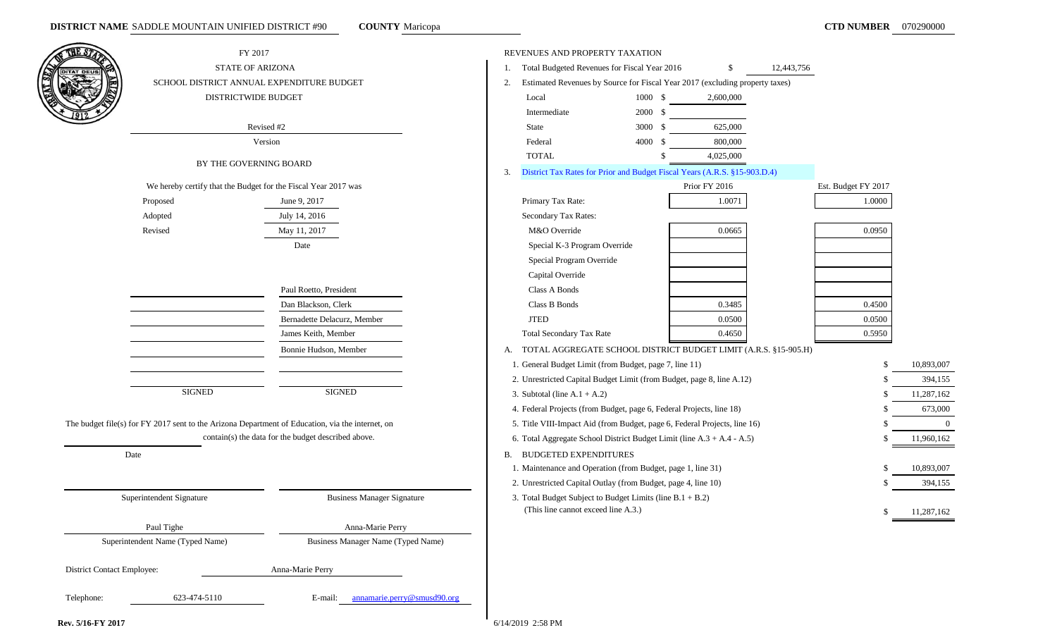**DISTRICT NAME** SADDLE MOUNTAIN UNIFIED DISTRICT #90 **COUNTY** Maricopa **CTD NUMBER** 070290000

FY 2017

STATE OF ARIZONA

SCHOOL DISTRICT ANNUAL EXPENDITURE BUDGET

DISTRICTWIDE BUDGET

Revised #2

Version

BY THE GOVERNING BOARD

We hereby certify that the Budget for the Fiscal Year 2017 was

| | |
|---|---|
| Proposed | June 9, 2017 |
| Adopted | July 14, 2016 |
| Revised | May 11, 2017 |
| | Date |

| | |
|---|---|
| | Paul Roetto, President |
| | Dan Blackson, Clerk |
| | Bernadette Delacurz, Member |
| | James Keith, Member |
| | Bonnie Hudson, Member |
| SIGNED | SIGNED |

The budget file(s) for FY 2017 sent to the Arizona Department of Education, via the internet, on ____________ contain(s) the data for the budget described above.

Date

| | |
|---|---|
| Superintendent Signature | Business Manager Signature |
| Paul Tighe | Anna-Marie Perry |
| Superintendent Name (Typed Name) | Business Manager Name (Typed Name) |

District Contact Employee: Anna-Marie Perry

Telephone: 623-474-5110 E-mail: annamarie.perry@smusd90.org

REVENUES AND PROPERTY TAXATION

1. Total Budgeted Revenues for Fiscal Year 2016 $ 12,443,756
2. Estimated Revenues by Source for Fiscal Year 2017 (excluding property taxes)

| Source | Code | Amount |
|---|---|---|
| Local | 1000 | $ 2,600,000 |
| Intermediate | 2000 | $ |
| State | 3000 | $ 625,000 |
| Federal | 4000 | $ 800,000 |
| TOTAL | | $ 4,025,000 |

3. District Tax Rates for Prior and Budget Fiscal Years (A.R.S. §15-903.D.4)

| | Prior FY 2016 | Est. Budget FY 2017 |
|---|---|---|
| Primary Tax Rate: | 1.0071 | 1.0000 |
| Secondary Tax Rates: | | |
| M&O Override | 0.0665 | 0.0950 |
| Special K-3 Program Override | | |
| Special Program Override | | |
| Capital Override | | |
| Class A Bonds | | |
| Class B Bonds | 0.3485 | 0.4500 |
| JTED | 0.0500 | 0.0500 |
| Total Secondary Tax Rate | 0.4650 | 0.5950 |

A. TOTAL AGGREGATE SCHOOL DISTRICT BUDGET LIMIT (A.R.S. §15-905.H)

| | |
|---|---|
| 1. General Budget Limit (from Budget, page 7, line 11) | $ 10,893,007 |
| 2. Unrestricted Capital Budget Limit (from Budget, page 8, line A.12) | $ 394,155 |
| 3. Subtotal (line A.1 + A.2) | $ 11,287,162 |
| 4. Federal Projects (from Budget, page 6, Federal Projects, line 18) | $ 673,000 |
| 5. Title VIII-Impact Aid (from Budget, page 6, Federal Projects, line 16) | $ 0 |
| 6. Total Aggregate School District Budget Limit (line A.3 + A.4 - A.5) | $ 11,960,162 |

B. BUDGETED EXPENDITURES

| | |
|---|---|
| 1. Maintenance and Operation (from Budget, page 1, line 31) | $ 10,893,007 |
| 2. Unrestricted Capital Outlay (from Budget, page 4, line 10) | $ 394,155 |
| 3. Total Budget Subject to Budget Limits (line B.1 + B.2) (This line cannot exceed line A.3.) | $ 11,287,162 |

Rev. 5/16-FY 2017

6/14/2019 2:58 PM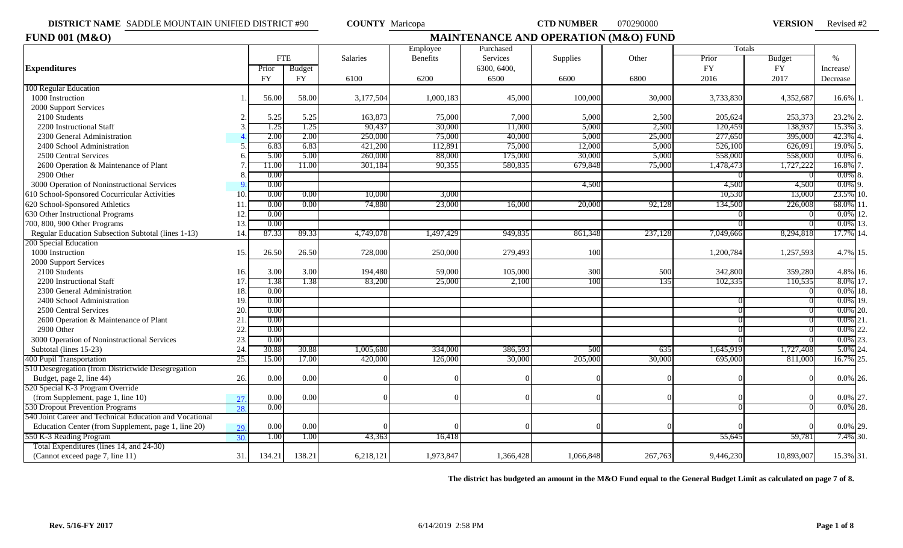**DISTRICT NAME** SADDLE MOUNTAIN UNIFIED DISTRICT #90 **COUNTY** Maricopa **CTD NUMBER** 070290000 **VERSION** Revised #2

## FUND 001 (M&O)

## MAINTENANCE AND OPERATION (M&O) FUND

| Expenditures | | FTE Prior FY | FTE Budget FY | Salaries 6100 | Employee Benefits 6200 | Purchased Services 6300, 6400, 6500 | Supplies 6600 | Other 6800 | Totals Prior FY 2016 | Totals Budget FY 2017 | % Increase/ Decrease | |
|---|---|---|---|---|---|---|---|---|---|---|---|---|
| 100 Regular Education | | | | | | | | | | | | |
| 1000 Instruction | 1. | 56.00 | 58.00 | 3,177,504 | 1,000,183 | 45,000 | 100,000 | 30,000 | 3,733,830 | 4,352,687 | 16.6% | 1. |
| 2000 Support Services | | | | | | | | | | | | |
| 2100 Students | 2. | 5.25 | 5.25 | 163,873 | 75,000 | 7,000 | 5,000 | 2,500 | 205,624 | 253,373 | 23.2% | 2. |
| 2200 Instructional Staff | 3. | 1.25 | 1.25 | 90,437 | 30,000 | 11,000 | 5,000 | 2,500 | 120,459 | 138,937 | 15.3% | 3. |
| 2300 General Administration | 4. | 2.00 | 2.00 | 250,000 | 75,000 | 40,000 | 5,000 | 25,000 | 277,650 | 395,000 | 42.3% | 4. |
| 2400 School Administration | 5. | 6.83 | 6.83 | 421,200 | 112,891 | 75,000 | 12,000 | 5,000 | 526,100 | 626,091 | 19.0% | 5. |
| 2500 Central Services | 6. | 5.00 | 5.00 | 260,000 | 88,000 | 175,000 | 30,000 | 5,000 | 558,000 | 558,000 | 0.0% | 6. |
| 2600 Operation & Maintenance of Plant | 7. | 11.00 | 11.00 | 301,184 | 90,355 | 580,835 | 679,848 | 75,000 | 1,478,473 | 1,727,222 | 16.8% | 7. |
| 2900 Other | 8. | 0.00 | | | | | | | 0 | 0 | 0.0% | 8. |
| 3000 Operation of Noninstructional Services | 9. | 0.00 | | | | | 4,500 | | 4,500 | 4,500 | 0.0% | 9. |
| 610 School-Sponsored Cocurricular Activities | 10. | 0.00 | 0.00 | 10,000 | 3,000 | | | | 10,530 | 13,000 | 23.5% | 10. |
| 620 School-Sponsored Athletics | 11. | 0.00 | 0.00 | 74,880 | 23,000 | 16,000 | 20,000 | 92,128 | 134,500 | 226,008 | 68.0% | 11. |
| 630 Other Instructional Programs | 12. | 0.00 | | | | | | | 0 | 0 | 0.0% | 12. |
| 700, 800, 900 Other Programs | 13. | 0.00 | | | | | | | 0 | 0 | 0.0% | 13. |
| Regular Education Subsection Subtotal (lines 1-13) | 14. | 87.33 | 89.33 | 4,749,078 | 1,497,429 | 949,835 | 861,348 | 237,128 | 7,049,666 | 8,294,818 | 17.7% | 14. |
| 200 Special Education | | | | | | | | | | | | |
| 1000 Instruction | 15. | 26.50 | 26.50 | 728,000 | 250,000 | 279,493 | 100 | | 1,200,784 | 1,257,593 | 4.7% | 15. |
| 2000 Support Services | | | | | | | | | | | | |
| 2100 Students | 16. | 3.00 | 3.00 | 194,480 | 59,000 | 105,000 | 300 | 500 | 342,800 | 359,280 | 4.8% | 16. |
| 2200 Instructional Staff | 17. | 1.38 | 1.38 | 83,200 | 25,000 | 2,100 | 100 | 135 | 102,335 | 110,535 | 8.0% | 17. |
| 2300 General Administration | 18. | 0.00 | | | | | | | | 0 | 0.0% | 18. |
| 2400 School Administration | 19. | 0.00 | | | | | | | 0 | 0 | 0.0% | 19. |
| 2500 Central Services | 20. | 0.00 | | | | | | | 0 | 0 | 0.0% | 20. |
| 2600 Operation & Maintenance of Plant | 21. | 0.00 | | | | | | | 0 | 0 | 0.0% | 21. |
| 2900 Other | 22. | 0.00 | | | | | | | 0 | 0 | 0.0% | 22. |
| 3000 Operation of Noninstructional Services | 23. | 0.00 | | | | | | | 0 | 0 | 0.0% | 23. |
| Subtotal (lines 15-23) | 24. | 30.88 | 30.88 | 1,005,680 | 334,000 | 386,593 | 500 | 635 | 1,645,919 | 1,727,408 | 5.0% | 24. |
| 400 Pupil Transportation | 25. | 15.00 | 17.00 | 420,000 | 126,000 | 30,000 | 205,000 | 30,000 | 695,000 | 811,000 | 16.7% | 25. |
| 510 Desegregation (from Districtwide Desegregation Budget, page 2, line 44) | 26. | 0.00 | 0.00 | 0 | 0 | 0 | 0 | 0 | 0 | 0 | 0.0% | 26. |
| 520 Special K-3 Program Override (from Supplement, page 1, line 10) | 27. | 0.00 | 0.00 | 0 | 0 | 0 | 0 | 0 | 0 | 0 | 0.0% | 27. |
| 530 Dropout Prevention Programs | 28. | 0.00 | | | | | | | 0 | 0 | 0.0% | 28. |
| 540 Joint Career and Technical Education and Vocational Education Center (from Supplement, page 1, line 20) | 29. | 0.00 | 0.00 | 0 | 0 | 0 | 0 | 0 | 0 | 0 | 0.0% | 29. |
| 550 K-3 Reading Program | 30. | 1.00 | 1.00 | 43,363 | 16,418 | | | | 55,645 | 59,781 | 7.4% | 30. |
| Total Expenditures (lines 14, and 24-30) (Cannot exceed page 7, line 11) | 31. | 134.21 | 138.21 | 6,218,121 | 1,973,847 | 1,366,428 | 1,066,848 | 267,763 | 9,446,230 | 10,893,007 | 15.3% | 31. |

**The district has budgeted an amount in the M&O Fund equal to the General Budget Limit as calculated on page 7 of 8.**

**Rev. 5/16-FY 2017** 6/14/2019 2:58 PM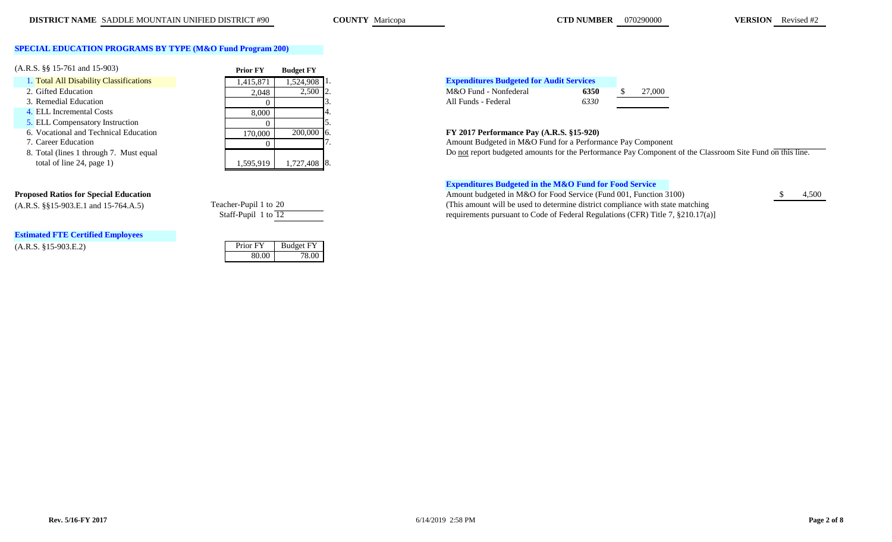**DISTRICT NAME** SADDLE MOUNTAIN UNIFIED DISTRICT #90 **COUNTY** Maricopa **CTD NUMBER** 070290000 **VERSION** Revised #2

## SPECIAL EDUCATION PROGRAMS BY TYPE (M&O Fund Program 200)

(A.R.S. §§ 15-761 and 15-903)

| | Prior FY | Budget FY | |
|---|---|---|---|
| 1. Total All Disability Classifications | 1,415,871 | 1,524,908 | 1. |
| 2. Gifted Education | 2,048 | 2,500 | 2. |
| 3. Remedial Education | 0 | | 3. |
| 4. ELL Incremental Costs | 8,000 | | 4. |
| 5. ELL Compensatory Instruction | 0 | | 5. |
| 6. Vocational and Technical Education | 170,000 | 200,000 | 6. |
| 7. Career Education | 0 | | 7. |
| 8. Total (lines 1 through 7. Must equal total of line 24, page 1) | 1,595,919 | 1,727,408 | 8. |

**Proposed Ratios for Special Education**
(A.R.S. §§15-903.E.1 and 15-764.A.5)

Teacher-Pupil 1 to 20
Staff-Pupil 1 to 12

**Estimated FTE Certified Employees**
(A.R.S. §15-903.E.2)

| Prior FY | Budget FY |
|---|---|
| 80.00 | 78.00 |

**Expenditures Budgeted for Audit Services**

| | | |
|---|---|---|
| M&O Fund - Nonfederal | **6350** | $ 27,000 |
| All Funds - Federal | *6330* | |

**FY 2017 Performance Pay (A.R.S. §15-920)**

Amount Budgeted in M&O Fund for a Performance Pay Component

Do not report budgeted amounts for the Performance Pay Component of the Classroom Site Fund on this line.

**Expenditures Budgeted in the M&O Fund for Food Service**

Amount budgeted in M&O for Food Service (Fund 001, Function 3100) $ 4,500

(This amount will be used to determine district compliance with state matching requirements pursuant to Code of Federal Regulations (CFR) Title 7, §210.17(a)]

Rev. 5/16-FY 2017 6/14/2019 2:58 PM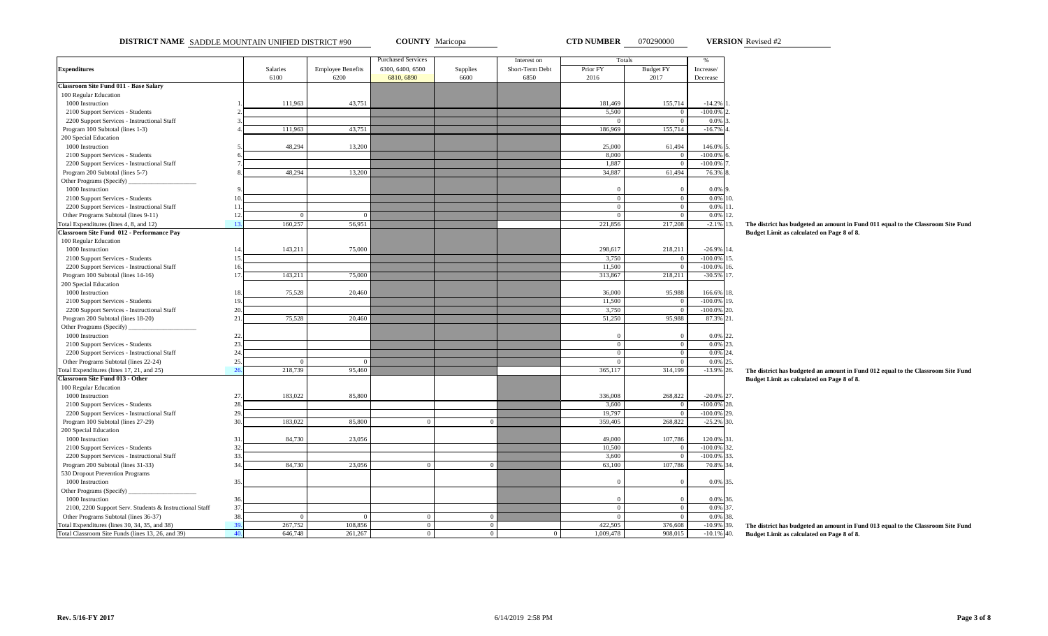**DISTRICT NAME** SADDLE MOUNTAIN UNIFIED DISTRICT #90 **COUNTY** Maricopa **CTD NUMBER** 070290000 **VERSION** Revised #2

| Expenditures | | Salaries 6100 | Employee Benefits 6200 | Purchased Services 6300, 6400, 6500 6810, 6890 | Supplies 6600 | Interest on Short-Term Debt 6850 | Totals Prior FY 2016 | Totals Budget FY 2017 | % Increase/ Decrease | |
|---|---|---|---|---|---|---|---|---|---|---|
| **Classroom Site Fund 011 - Base Salary** | | | | | | | | | | |
| 100 Regular Education | | | | | | | | | | |
| 1000 Instruction | 1. | 111,963 | 43,751 | | | | 181,469 | 155,714 | -14.2% | 1. |
| 2100 Support Services - Students | 2. | | | | | | 5,500 | 0 | -100.0% | 2. |
| 2200 Support Services - Instructional Staff | 3. | | | | | | 0 | 0 | 0.0% | 3. |
| Program 100 Subtotal (lines 1-3) | 4. | 111,963 | 43,751 | | | | 186,969 | 155,714 | -16.7% | 4. |
| 200 Special Education | | | | | | | | | | |
| 1000 Instruction | 5. | 48,294 | 13,200 | | | | 25,000 | 61,494 | 146.0% | 5. |
| 2100 Support Services - Students | 6. | | | | | | 8,000 | 0 | -100.0% | 6. |
| 2200 Support Services - Instructional Staff | 7. | | | | | | 1,887 | 0 | -100.0% | 7. |
| Program 200 Subtotal (lines 5-7) | 8. | 48,294 | 13,200 | | | | 34,887 | 61,494 | 76.3% | 8. |
| Other Programs (Specify) ___ | | | | | | | | | | |
| 1000 Instruction | 9. | | | | | | 0 | 0 | 0.0% | 9. |
| 2100 Support Services - Students | 10. | | | | | | 0 | 0 | 0.0% | 10. |
| 2200 Support Services - Instructional Staff | 11. | | | | | | 0 | 0 | 0.0% | 11. |
| Other Programs Subtotal (lines 9-11) | 12. | 0 | 0 | | | | 0 | 0 | 0.0% | 12. |
| Total Expenditures (lines 4, 8, and 12) | 13. | 160,257 | 56,951 | | | | 221,856 | 217,208 | -2.1% | 13. |
| **Classroom Site Fund 012 - Performance Pay** | | | | | | | | | | |
| 100 Regular Education | | | | | | | | | | |
| 1000 Instruction | 14. | 143,211 | 75,000 | | | | 298,617 | 218,211 | -26.9% | 14. |
| 2100 Support Services - Students | 15. | | | | | | 3,750 | 0 | -100.0% | 15. |
| 2200 Support Services - Instructional Staff | 16. | | | | | | 11,500 | 0 | -100.0% | 16. |
| Program 100 Subtotal (lines 14-16) | 17. | 143,211 | 75,000 | | | | 313,867 | 218,211 | -30.5% | 17. |
| 200 Special Education | | | | | | | | | | |
| 1000 Instruction | 18. | 75,528 | 20,460 | | | | 36,000 | 95,988 | 166.6% | 18. |
| 2100 Support Services - Students | 19. | | | | | | 11,500 | 0 | -100.0% | 19. |
| 2200 Support Services - Instructional Staff | 20. | | | | | | 3,750 | 0 | -100.0% | 20. |
| Program 200 Subtotal (lines 18-20) | 21. | 75,528 | 20,460 | | | | 51,250 | 95,988 | 87.3% | 21. |
| Other Programs (Specify) ___ | | | | | | | | | | |
| 1000 Instruction | 22. | | | | | | 0 | 0 | 0.0% | 22. |
| 2100 Support Services - Students | 23. | | | | | | 0 | 0 | 0.0% | 23. |
| 2200 Support Services - Instructional Staff | 24. | | | | | | 0 | 0 | 0.0% | 24. |
| Other Programs Subtotal (lines 22-24) | 25. | 0 | 0 | | | | 0 | 0 | 0.0% | 25. |
| Total Expenditures (lines 17, 21, and 25) | 26. | 218,739 | 95,460 | | | | 365,117 | 314,199 | -13.9% | 26. |
| **Classroom Site Fund 013 - Other** | | | | | | | | | | |
| 100 Regular Education | | | | | | | | | | |
| 1000 Instruction | 27. | 183,022 | 85,800 | | | | 336,008 | 268,822 | -20.0% | 27. |
| 2100 Support Services - Students | 28. | | | | | | 3,600 | 0 | -100.0% | 28. |
| 2200 Support Services - Instructional Staff | 29. | | | | | | 19,797 | 0 | -100.0% | 29. |
| Program 100 Subtotal (lines 27-29) | 30. | 183,022 | 85,800 | 0 | 0 | | 359,405 | 268,822 | -25.2% | 30. |
| 200 Special Education | | | | | | | | | | |
| 1000 Instruction | 31. | 84,730 | 23,056 | | | | 49,000 | 107,786 | 120.0% | 31. |
| 2100 Support Services - Students | 32. | | | | | | 10,500 | 0 | -100.0% | 32. |
| 2200 Support Services - Instructional Staff | 33. | | | | | | 3,600 | 0 | -100.0% | 33. |
| Program 200 Subtotal (lines 31-33) | 34. | 84,730 | 23,056 | 0 | 0 | | 63,100 | 107,786 | 70.8% | 34. |
| 530 Dropout Prevention Programs | | | | | | | | | | |
| 1000 Instruction | 35. | | | | | | 0 | 0 | 0.0% | 35. |
| Other Programs (Specify) ___ | | | | | | | | | | |
| 1000 Instruction | 36. | | | | | | 0 | 0 | 0.0% | 36. |
| 2100, 2200 Support Serv. Students & Instructional Staff | 37. | | | | | | 0 | 0 | 0.0% | 37. |
| Other Programs Subtotal (lines 36-37) | 38. | 0 | 0 | 0 | 0 | | 0 | 0 | 0.0% | 38. |
| Total Expenditures (lines 30, 34, 35, and 38) | 39. | 267,752 | 108,856 | 0 | 0 | | 422,505 | 376,608 | -10.9% | 39. |
| Total Classroom Site Funds (lines 13, 26, and 39) | 40. | 646,748 | 261,267 | 0 | 0 | 0 | 1,009,478 | 908,015 | -10.1% | 40. |

**The district has budgeted an amount in Fund 011 equal to the Classroom Site Fund Budget Limit as calculated on Page 8 of 8.**

**The district has budgeted an amount in Fund 012 equal to the Classroom Site Fund Budget Limit as calculated on Page 8 of 8.**

**The district has budgeted an amount in Fund 013 equal to the Classroom Site Fund Budget Limit as calculated on Page 8 of 8.**

Rev. 5/16-FY 2017 6/14/2019 2:58 PM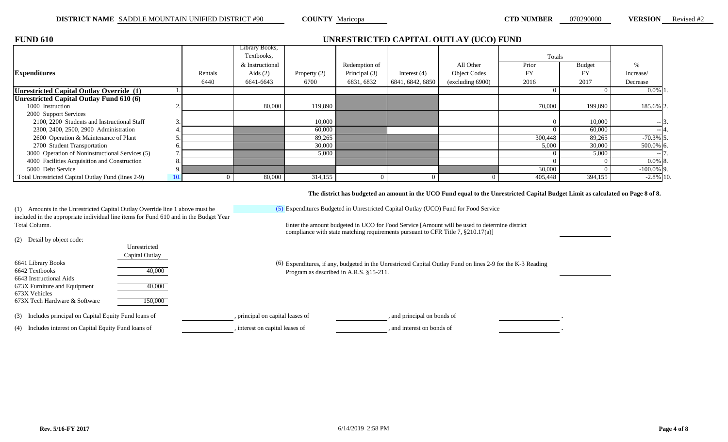**DISTRICT NAME** SADDLE MOUNTAIN UNIFIED DISTRICT #90 **COUNTY** Maricopa **CTD NUMBER** 070290000 **VERSION** Revised #2

## FUND 610

## UNRESTRICTED CAPITAL OUTLAY (UCO) FUND

| Expenditures | | Rentals 6440 | Library Books, Textbooks, & Instructional Aids (2) 6641-6643 | Property (2) 6700 | Redemption of Principal (3) 6831, 6832 | Interest (4) 6841, 6842, 6850 | All Other Object Codes (excluding 6900) | Totals Prior FY 2016 | Totals Budget FY 2017 | % Increase/ Decrease | |
|---|---|---|---|---|---|---|---|---|---|---|---|
| **Unrestricted Capital Outlay Override (1)** | 1. | | | | | | | 0 | 0 | 0.0% | 1. |
| **Unrestricted Capital Outlay Fund 610 (6)** | | | | | | | | | | | |
| 1000 Instruction | 2. | | 80,000 | 119,890 | | | | 70,000 | 199,890 | 185.6% | 2. |
| 2000 Support Services | | | | | | | | | | | |
| 2100, 2200 Students and Instructional Staff | 3. | | | 10,000 | | | | 0 | 10,000 | -- | 3. |
| 2300, 2400, 2500, 2900 Administration | 4. | | | 60,000 | | | | 0 | 60,000 | -- | 4. |
| 2600 Operation & Maintenance of Plant | 5. | | | 89,265 | | | | 300,448 | 89,265 | -70.3% | 5. |
| 2700 Student Transportation | 6. | | | 30,000 | | | | 5,000 | 30,000 | 500.0% | 6. |
| 3000 Operation of Noninstructional Services (5) | 7. | | | 5,000 | | | | 0 | 5,000 | -- | 7. |
| 4000 Facilities Acquisition and Construction | 8. | | | | | | | 0 | 0 | 0.0% | 8. |
| 5000 Debt Service | 9. | | | | | | | 30,000 | 0 | -100.0% | 9. |
| Total Unrestricted Capital Outlay Fund (lines 2-9) | 10. | 0 | 80,000 | 314,155 | 0 | 0 | 0 | 405,448 | 394,155 | -2.8% | 10. |

**The district has budgeted an amount in the UCO Fund equal to the Unrestricted Capital Budget Limit as calculated on Page 8 of 8.**

(1) Amounts in the Unrestricted Capital Outlay Override line 1 above must be included in the appropriate individual line items for Fund 610 and in the Budget Year Total Column.

(2) Detail by object code:

| | Unrestricted Capital Outlay |
|---|---|
| 6641 Library Books | |
| 6642 Textbooks | 40,000 |
| 6643 Instructional Aids | |
| 673X Furniture and Equipment | 40,000 |
| 673X Vehicles | |
| 673X Tech Hardware & Software | 150,000 |

(3) Includes principal on Capital Equity Fund loans of \_\_\_\_\_\_\_\_, principal on capital leases of \_\_\_\_\_\_\_\_, and principal on bonds of \_\_\_\_\_\_\_\_.

(4) Includes interest on Capital Equity Fund loans of \_\_\_\_\_\_\_\_, interest on capital leases of \_\_\_\_\_\_\_\_, and interest on bonds of \_\_\_\_\_\_\_\_.

(5) Expenditures Budgeted in Unrestricted Capital Outlay (UCO) Fund for Food Service

Enter the amount budgeted in UCO for Food Service [Amount will be used to determine district compliance with state matching requirements pursuant to CFR Title 7, §210.17(a)] \_\_\_\_\_\_\_\_

(6) Expenditures, if any, budgeted in the Unrestricted Capital Outlay Fund on lines 2-9 for the K-3 Reading Program as described in A.R.S. §15-211. \_\_\_\_\_\_\_\_

Rev. 5/16-FY 2017 6/14/2019 2:58 PM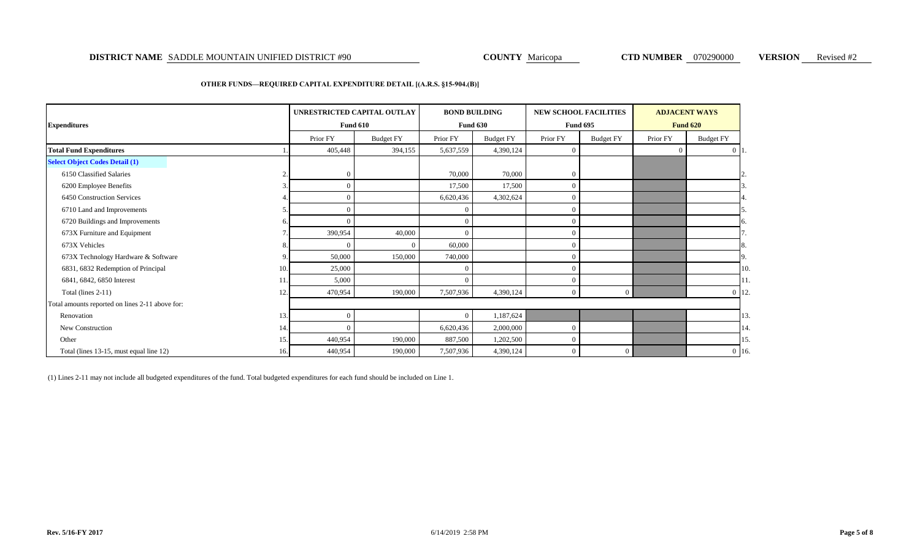**DISTRICT NAME** SADDLE MOUNTAIN UNIFIED DISTRICT #90 **COUNTY** Maricopa **CTD NUMBER** 070290000 **VERSION** Revised #2

**OTHER FUNDS—REQUIRED CAPITAL EXPENDITURE DETAIL [(A.R.S. §15-904.(B)]**

| Expenditures | | UNRESTRICTED CAPITAL OUTLAY Fund 610 | | BOND BUILDING Fund 630 | | NEW SCHOOL FACILITIES Fund 695 | | ADJACENT WAYS Fund 620 | | |
|---|---|---|---|---|---|---|---|---|---|---|
| | | Prior FY | Budget FY | Prior FY | Budget FY | Prior FY | Budget FY | Prior FY | Budget FY | |
| **Total Fund Expenditures** | 1. | 405,448 | 394,155 | 5,637,559 | 4,390,124 | 0 | | 0 | 0 | 1. |
| **Select Object Codes Detail (1)** | | | | | | | | | | |
| 6150 Classified Salaries | 2. | 0 | | 70,000 | 70,000 | 0 | | | | 2. |
| 6200 Employee Benefits | 3. | 0 | | 17,500 | 17,500 | 0 | | | | 3. |
| 6450 Construction Services | 4. | 0 | | 6,620,436 | 4,302,624 | 0 | | | | 4. |
| 6710 Land and Improvements | 5. | 0 | | 0 | | 0 | | | | 5. |
| 6720 Buildings and Improvements | 6. | 0 | | 0 | | 0 | | | | 6. |
| 673X Furniture and Equipment | 7. | 390,954 | 40,000 | 0 | | 0 | | | | 7. |
| 673X Vehicles | 8. | 0 | 0 | 60,000 | | 0 | | | | 8. |
| 673X Technology Hardware & Software | 9. | 50,000 | 150,000 | 740,000 | | 0 | | | | 9. |
| 6831, 6832 Redemption of Principal | 10. | 25,000 | | 0 | | 0 | | | | 10. |
| 6841, 6842, 6850 Interest | 11. | 5,000 | | 0 | | 0 | | | | 11. |
| Total (lines 2-11) | 12. | 470,954 | 190,000 | 7,507,936 | 4,390,124 | 0 | 0 | | 0 | 12. |
| Total amounts reported on lines 2-11 above for: | | | | | | | | | | |
| Renovation | 13. | 0 | | 0 | 1,187,624 | | | | | 13. |
| New Construction | 14. | 0 | | 6,620,436 | 2,000,000 | 0 | | | | 14. |
| Other | 15. | 440,954 | 190,000 | 887,500 | 1,202,500 | 0 | | | | 15. |
| Total (lines 13-15, must equal line 12) | 16. | 440,954 | 190,000 | 7,507,936 | 4,390,124 | 0 | 0 | | 0 | 16. |

(1) Lines 2-11 may not include all budgeted expenditures of the fund. Total budgeted expenditures for each fund should be included on Line 1.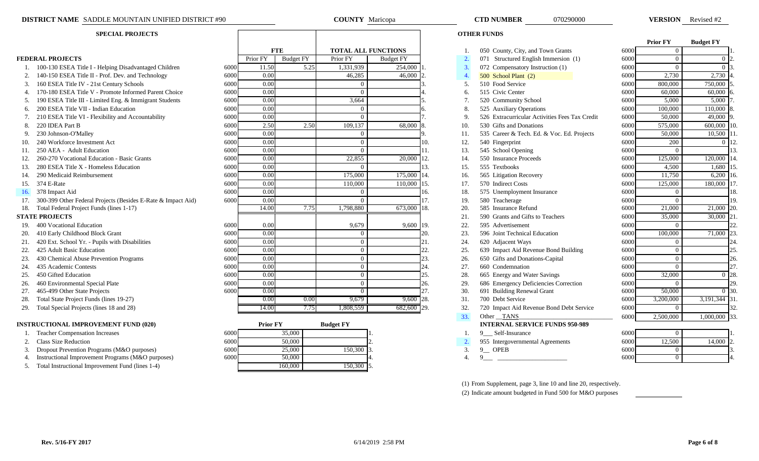**DISTRICT NAME** SADDLE MOUNTAIN UNIFIED DISTRICT #90 **COUNTY** Maricopa **CTD NUMBER** 070290000 **VERSION** Revised #2

## SPECIAL PROJECTS

| | | | FTE | | TOTAL ALL FUNCTIONS | | |
|---|---|---|---|---|---|---|---|
| **FEDERAL PROJECTS** | | | Prior FY | Budget FY | Prior FY | Budget FY | |
| 1. | 100-130 ESEA Title I - Helping Disadvantaged Children | 6000 | 11.50 | 5.25 | 1,331,939 | 254,000 | 1. |
| 2. | 140-150 ESEA Title II - Prof. Dev. and Technology | 6000 | 0.00 | | 46,285 | 46,000 | 2. |
| 3. | 160 ESEA Title IV - 21st Century Schools | 6000 | 0.00 | | 0 | | 3. |
| 4. | 170-180 ESEA Title V - Promote Informed Parent Choice | 6000 | 0.00 | | 0 | | 4. |
| 5. | 190 ESEA Title III - Limited Eng. & Immigrant Students | 6000 | 0.00 | | 3,664 | | 5. |
| 6. | 200 ESEA Title VII - Indian Education | 6000 | 0.00 | | 0 | | 6. |
| 7. | 210 ESEA Title VI - Flexibility and Accountability | 6000 | 0.00 | | 0 | | 7. |
| 8. | 220 IDEA Part B | 6000 | 2.50 | 2.50 | 109,137 | 68,000 | 8. |
| 9. | 230 Johnson-O'Malley | 6000 | 0.00 | | 0 | | 9. |
| 10. | 240 Workforce Investment Act | 6000 | 0.00 | | 0 | | 10. |
| 11. | 250 AEA - Adult Education | 6000 | 0.00 | | 0 | | 11. |
| 12. | 260-270 Vocational Education - Basic Grants | 6000 | 0.00 | | 22,855 | 20,000 | 12. |
| 13. | 280 ESEA Title X - Homeless Education | 6000 | 0.00 | | 0 | | 13. |
| 14. | 290 Medicaid Reimbursement | 6000 | 0.00 | | 175,000 | 175,000 | 14. |
| 15. | 374 E-Rate | 6000 | 0.00 | | 110,000 | 110,000 | 15. |
| 16. | 378 Impact Aid | 6000 | 0.00 | | 0 | | 16. |
| 17. | 300-399 Other Federal Projects (Besides E-Rate & Impact Aid) | 6000 | 0.00 | | 0 | | 17. |
| 18. | Total Federal Project Funds (lines 1-17) | | 14.00 | 7.75 | 1,798,880 | 673,000 | 18. |
| **STATE PROJECTS** | | | | | | | |
| 19. | 400 Vocational Education | 6000 | 0.00 | | 9,679 | 9,600 | 19. |
| 20. | 410 Early Childhood Block Grant | 6000 | 0.00 | | 0 | | 20. |
| 21. | 420 Ext. School Yr. - Pupils with Disabilities | 6000 | 0.00 | | 0 | | 21. |
| 22. | 425 Adult Basic Education | 6000 | 0.00 | | 0 | | 22. |
| 23. | 430 Chemical Abuse Prevention Programs | 6000 | 0.00 | | 0 | | 23. |
| 24. | 435 Academic Contests | 6000 | 0.00 | | 0 | | 24. |
| 25. | 450 Gifted Education | 6000 | 0.00 | | 0 | | 25. |
| 26. | 460 Environmental Special Plate | 6000 | 0.00 | | 0 | | 26. |
| 27. | 465-499 Other State Projects | 6000 | 0.00 | | 0 | | 27. |
| 28. | Total State Project Funds (lines 19-27) | | 0.00 | 0.00 | 9,679 | 9,600 | 28. |
| 29. | Total Special Projects (lines 18 and 28) | | 14.00 | 7.75 | 1,808,559 | 682,600 | 29. |

## INSTRUCTIONAL IMPROVEMENT FUND (020)

| | | | Prior FY | Budget FY | |
|---|---|---|---|---|---|
| 1. | Teacher Compensation Increases | 6000 | 35,000 | | 1. |
| 2. | Class Size Reduction | 6000 | 50,000 | | 2. |
| 3. | Dropout Prevention Programs (M&O purposes) | 6000 | 25,000 | 150,300 | 3. |
| 4. | Instructional Improvement Programs (M&O purposes) | 6000 | 50,000 | | 4. |
| 5. | Total Instructional Improvement Fund (lines 1-4) | | 160,000 | 150,300 | 5. |

## OTHER FUNDS

| | | | Prior FY | Budget FY | |
|---|---|---|---|---|---|
| 1. | 050 County, City, and Town Grants | 6000 | 0 | | 1. |
| 2. | 071 Structured English Immersion (1) | 6000 | 0 | 0 | 2. |
| 3. | 072 Compensatory Instruction (1) | 6000 | 0 | 0 | 3. |
| 4. | 500 School Plant (2) | 6000 | 2,730 | 2,730 | 4. |
| 5. | 510 Food Service | 6000 | 800,000 | 750,000 | 5. |
| 6. | 515 Civic Center | 6000 | 60,000 | 60,000 | 6. |
| 7. | 520 Community School | 6000 | 5,000 | 5,000 | 7. |
| 8. | 525 Auxiliary Operations | 6000 | 100,000 | 110,000 | 8. |
| 9. | 526 Extracurricular Activities Fees Tax Credit | 6000 | 50,000 | 49,000 | 9. |
| 10. | 530 Gifts and Donations | 6000 | 575,000 | 600,000 | 10. |
| 11. | 535 Career & Tech. Ed. & Voc. Ed. Projects | 6000 | 50,000 | 10,500 | 11. |
| 12. | 540 Fingerprint | 6000 | 200 | 0 | 12. |
| 13. | 545 School Opening | 6000 | 0 | | 13. |
| 14. | 550 Insurance Proceeds | 6000 | 125,000 | 120,000 | 14. |
| 15. | 555 Textbooks | 6000 | 4,500 | 1,680 | 15. |
| 16. | 565 Litigation Recovery | 6000 | 11,750 | 6,200 | 16. |
| 17. | 570 Indirect Costs | 6000 | 125,000 | 180,000 | 17. |
| 18. | 575 Unemployment Insurance | 6000 | 0 | | 18. |
| 19. | 580 Teacherage | 6000 | 0 | | 19. |
| 20. | 585 Insurance Refund | 6000 | 21,000 | 21,000 | 20. |
| 21. | 590 Grants and Gifts to Teachers | 6000 | 35,000 | 30,000 | 21. |
| 22. | 595 Advertisement | 6000 | 0 | | 22. |
| 23. | 596 Joint Technical Education | 6000 | 100,000 | 71,000 | 23. |
| 24. | 620 Adjacent Ways | 6000 | 0 | | 24. |
| 25. | 639 Impact Aid Revenue Bond Building | 6000 | 0 | | 25. |
| 26. | 650 Gifts and Donations-Capital | 6000 | 0 | | 26. |
| 27. | 660 Condemnation | 6000 | 0 | | 27. |
| 28. | 665 Energy and Water Savings | 6000 | 32,000 | 0 | 28. |
| 29. | 686 Emergency Deficiencies Correction | 6000 | 0 | | 29. |
| 30. | 691 Building Renewal Grant | 6000 | 50,000 | 0 | 30. |
| 31. | 700 Debt Service | 6000 | 3,200,000 | 3,191,344 | 31. |
| 32. | 720 Impact Aid Revenue Bond Debt Service | 6000 | 0 | | 32. |
| 33. | Other TANS | 6000 | 2,500,000 | 1,000,000 | 33. |
| | **INTERNAL SERVICE FUNDS 950-989** | | | | |
| 1. | 9__ Self-Insurance | 6000 | 0 | | 1. |
| 2. | 955 Intergovernmental Agreements | 6000 | 12,500 | 14,000 | 2. |
| 3. | 9__ OPEB | 6000 | 0 | | 3. |
| 4. | 9__ | 6000 | 0 | | 4. |

(1) From Supplement, page 3, line 10 and line 20, respectively.

(2) Indicate amount budgeted in Fund 500 for M&O purposes

Rev. 5/16-FY 2017 6/14/2019 2:58 PM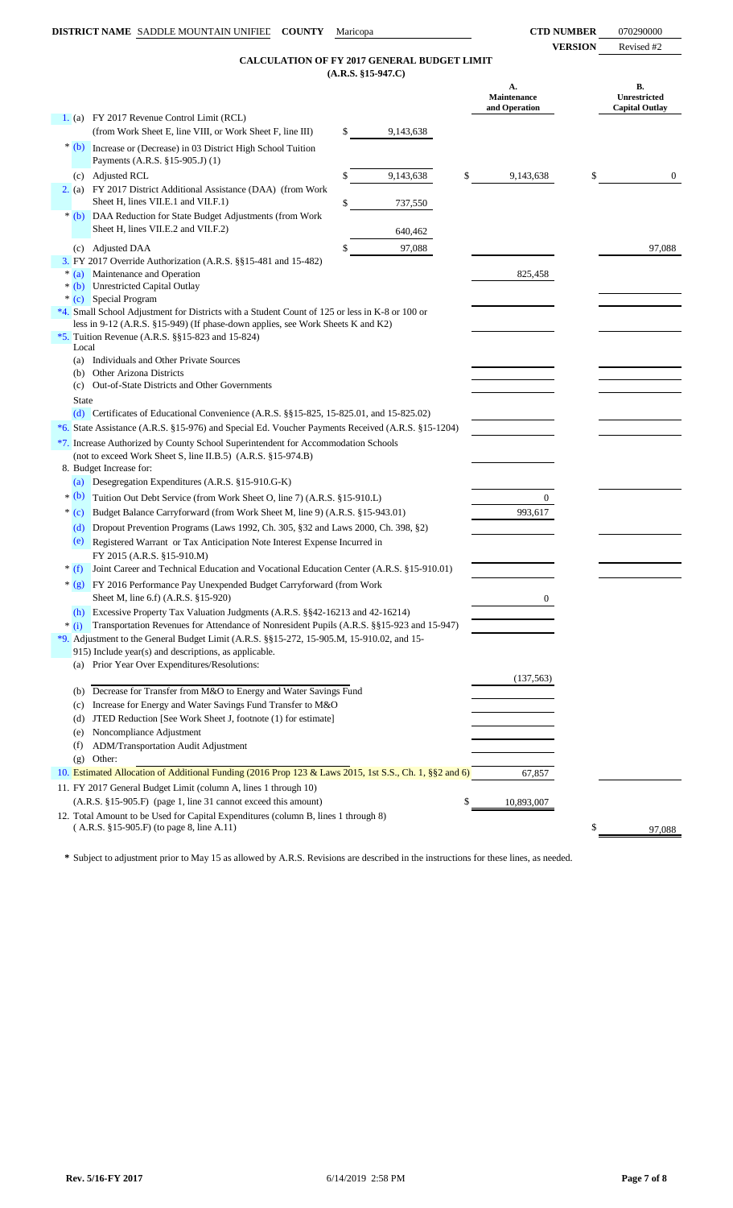**DISTRICT NAME** SADDLE MOUNTAIN UNIFIED **COUNTY** Maricopa **CTD NUMBER** 070290000

**VERSION** Revised #2

## CALCULATION OF FY 2017 GENERAL BUDGET LIMIT

**(A.R.S. §15-947.C)**

| | | | A. Maintenance and Operation | B. Unrestricted Capital Outlay |
|---|---|---|---|---|
| 1. (a) | FY 2017 Revenue Control Limit (RCL) (from Work Sheet E, line VIII, or Work Sheet F, line III) | $ 9,143,638 | | |
| * (b) | Increase or (Decrease) in 03 District High School Tuition Payments (A.R.S. §15-905.J) (1) | | | |
| (c) | Adjusted RCL | $ 9,143,638 | $ 9,143,638 | $ 0 |
| 2. (a) | FY 2017 District Additional Assistance (DAA) (from Work Sheet H, lines VII.E.1 and VII.F.1) | $ 737,550 | | |
| * (b) | DAA Reduction for State Budget Adjustments (from Work Sheet H, lines VII.E.2 and VII.F.2) | 640,462 | | |
| (c) | Adjusted DAA | $ 97,088 | | 97,088 |
| 3. | FY 2017 Override Authorization (A.R.S. §§15-481 and 15-482) | | | |
| * (a) | Maintenance and Operation | | 825,458 | |
| * (b) | Unrestricted Capital Outlay | | | |
| * (c) | Special Program | | | |
| *4. | Small School Adjustment for Districts with a Student Count of 125 or less in K-8 or 100 or less in 9-12 (A.R.S. §15-949) (If phase-down applies, see Work Sheets K and K2) | | | |
| *5. | Tuition Revenue (A.R.S. §§15-823 and 15-824) | | | |
| | Local | | | |
| (a) | Individuals and Other Private Sources | | | |
| (b) | Other Arizona Districts | | | |
| (c) | Out-of-State Districts and Other Governments | | | |
| | State | | | |
| (d) | Certificates of Educational Convenience (A.R.S. §§15-825, 15-825.01, and 15-825.02) | | | |
| *6. | State Assistance (A.R.S. §15-976) and Special Ed. Voucher Payments Received (A.R.S. §15-1204) | | | |
| *7. | Increase Authorized by County School Superintendent for Accommodation Schools (not to exceed Work Sheet S, line II.B.5) (A.R.S. §15-974.B) | | | |
| 8. | Budget Increase for: | | | |
| (a) | Desegregation Expenditures (A.R.S. §15-910.G-K) | | | |
| * (b) | Tuition Out Debt Service (from Work Sheet O, line 7) (A.R.S. §15-910.L) | | 0 | |
| * (c) | Budget Balance Carryforward (from Work Sheet M, line 9) (A.R.S. §15-943.01) | | 993,617 | |
| (d) | Dropout Prevention Programs (Laws 1992, Ch. 305, §32 and Laws 2000, Ch. 398, §2) | | | |
| (e) | Registered Warrant or Tax Anticipation Note Interest Expense Incurred in FY 2015 (A.R.S. §15-910.M) | | | |
| * (f) | Joint Career and Technical Education and Vocational Education Center (A.R.S. §15-910.01) | | | |
| * (g) | FY 2016 Performance Pay Unexpended Budget Carryforward (from Work Sheet M, line 6.f) (A.R.S. §15-920) | | 0 | |
| (h) | Excessive Property Tax Valuation Judgments (A.R.S. §§42-16213 and 42-16214) | | | |
| * (i) | Transportation Revenues for Attendance of Nonresident Pupils (A.R.S. §§15-923 and 15-947) | | | |
| *9. | Adjustment to the General Budget Limit (A.R.S. §§15-272, 15-905.M, 15-910.02, and 15-915) Include year(s) and descriptions, as applicable. | | | |
| (a) | Prior Year Over Expenditures/Resolutions: | | (137,563) | |
| (b) | Decrease for Transfer from M&O to Energy and Water Savings Fund | | | |
| (c) | Increase for Energy and Water Savings Fund Transfer to M&O | | | |
| (d) | JTED Reduction [See Work Sheet J, footnote (1) for estimate] | | | |
| (e) | Noncompliance Adjustment | | | |
| (f) | ADM/Transportation Audit Adjustment | | | |
| (g) | Other: | | | |
| 10. | Estimated Allocation of Additional Funding (2016 Prop 123 & Laws 2015, 1st S.S., Ch. 1, §§2 and 6) | | 67,857 | |
| 11. | FY 2017 General Budget Limit (column A, lines 1 through 10) (A.R.S. §15-905.F) (page 1, line 31 cannot exceed this amount) | | $ 10,893,007 | |
| 12. | Total Amount to be Used for Capital Expenditures (column B, lines 1 through 8) ( A.R.S. §15-905.F) (to page 8, line A.11) | | | $ 97,088 |

**\*** Subject to adjustment prior to May 15 as allowed by A.R.S. Revisions are described in the instructions for these lines, as needed.

Rev. 5/16-FY 2017 6/14/2019 2:58 PM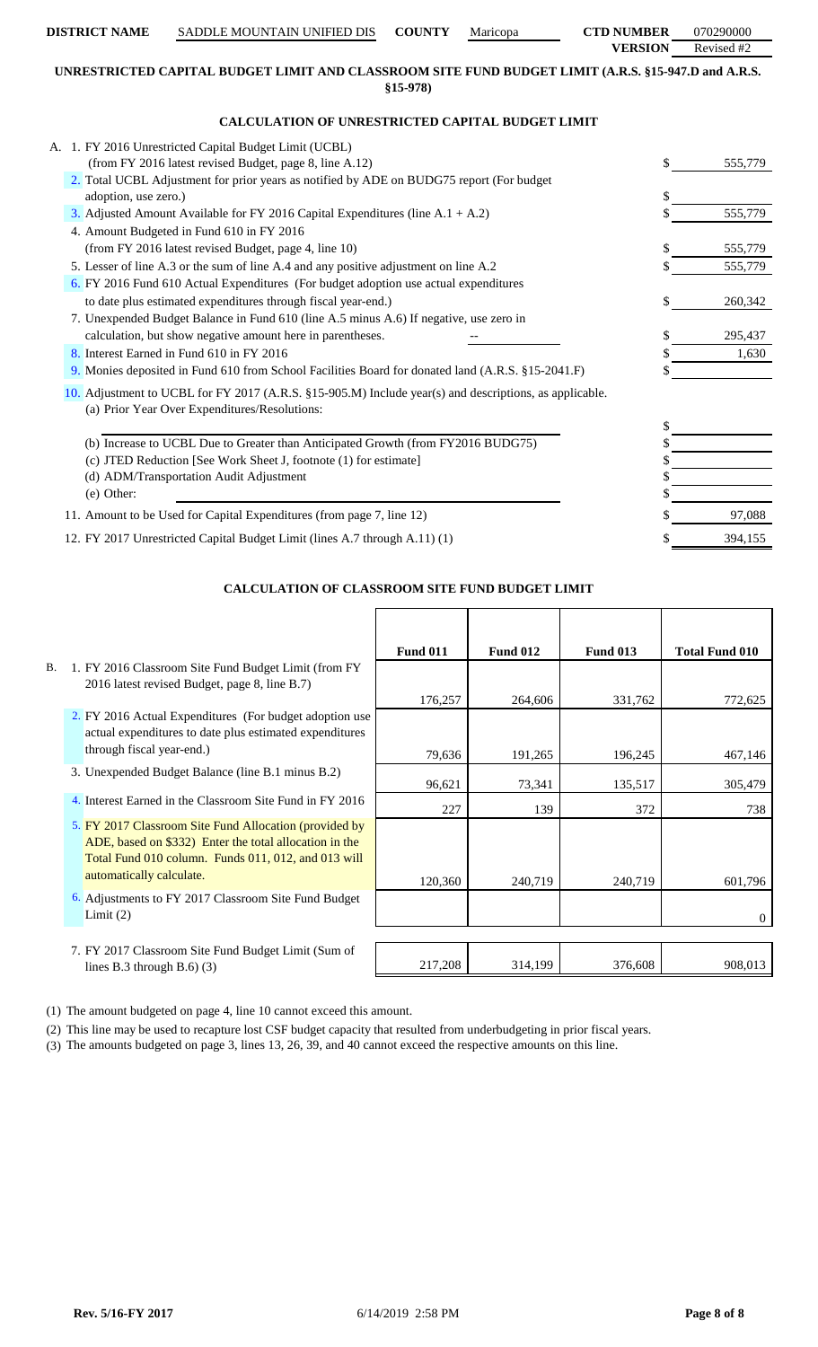| DISTRICT NAME | SADDLE MOUNTAIN UNIFIED DIS | COUNTY | Maricopa | CTD NUMBER | 070290000 |
|---|---|---|---|---|---|
| | | | | VERSION | Revised #2 |

## UNRESTRICTED CAPITAL BUDGET LIMIT AND CLASSROOM SITE FUND BUDGET LIMIT (A.R.S. §15-947.D and A.R.S. §15-978)

### CALCULATION OF UNRESTRICTED CAPITAL BUDGET LIMIT

| | | |
|---|---|---|
| A. 1. FY 2016 Unrestricted Capital Budget Limit (UCBL) (from FY 2016 latest revised Budget, page 8, line A.12) | $ | 555,779 |
| 2. Total UCBL Adjustment for prior years as notified by ADE on BUDG75 report (For budget adoption, use zero.) | $ | |
| 3. Adjusted Amount Available for FY 2016 Capital Expenditures (line A.1 + A.2) | $ | 555,779 |
| 4. Amount Budgeted in Fund 610 in FY 2016 (from FY 2016 latest revised Budget, page 4, line 10) | $ | 555,779 |
| 5. Lesser of line A.3 or the sum of line A.4 and any positive adjustment on line A.2 | $ | 555,779 |
| 6. FY 2016 Fund 610 Actual Expenditures (For budget adoption use actual expenditures to date plus estimated expenditures through fiscal year-end.) | $ | 260,342 |
| 7. Unexpended Budget Balance in Fund 610 (line A.5 minus A.6) If negative, use zero in calculation, but show negative amount here in parentheses. -- | $ | 295,437 |
| 8. Interest Earned in Fund 610 in FY 2016 | $ | 1,630 |
| 9. Monies deposited in Fund 610 from School Facilities Board for donated land (A.R.S. §15-2041.F) | $ | |
| 10. Adjustment to UCBL for FY 2017 (A.R.S. §15-905.M) Include year(s) and descriptions, as applicable. | | |
| (a) Prior Year Over Expenditures/Resolutions: | $ | |
| (b) Increase to UCBL Due to Greater than Anticipated Growth (from FY2016 BUDG75) | $ | |
| (c) JTED Reduction [See Work Sheet J, footnote (1) for estimate] | $ | |
| (d) ADM/Transportation Audit Adjustment | $ | |
| (e) Other: | $ | |
| 11. Amount to be Used for Capital Expenditures (from page 7, line 12) | $ | 97,088 |
| 12. FY 2017 Unrestricted Capital Budget Limit (lines A.7 through A.11) (1) | $ | 394,155 |

### CALCULATION OF CLASSROOM SITE FUND BUDGET LIMIT

| | Fund 011 | Fund 012 | Fund 013 | Total Fund 010 |
|---|---|---|---|---|
| B. 1. FY 2016 Classroom Site Fund Budget Limit (from FY 2016 latest revised Budget, page 8, line B.7) | 176,257 | 264,606 | 331,762 | 772,625 |
| 2. FY 2016 Actual Expenditures (For budget adoption use actual expenditures to date plus estimated expenditures through fiscal year-end.) | 79,636 | 191,265 | 196,245 | 467,146 |
| 3. Unexpended Budget Balance (line B.1 minus B.2) | 96,621 | 73,341 | 135,517 | 305,479 |
| 4. Interest Earned in the Classroom Site Fund in FY 2016 | 227 | 139 | 372 | 738 |
| 5. FY 2017 Classroom Site Fund Allocation (provided by ADE, based on $332) Enter the total allocation in the Total Fund 010 column. Funds 011, 012, and 013 will automatically calculate. | 120,360 | 240,719 | 240,719 | 601,796 |
| 6. Adjustments to FY 2017 Classroom Site Fund Budget Limit (2) | | | | 0 |
| 7. FY 2017 Classroom Site Fund Budget Limit (Sum of lines B.3 through B.6) (3) | 217,208 | 314,199 | 376,608 | 908,013 |

(1) The amount budgeted on page 4, line 10 cannot exceed this amount.

(2) This line may be used to recapture lost CSF budget capacity that resulted from underbudgeting in prior fiscal years.

(3) The amounts budgeted on page 3, lines 13, 26, 39, and 40 cannot exceed the respective amounts on this line.

Rev. 5/16-FY 2017 6/14/2019 2:58 PM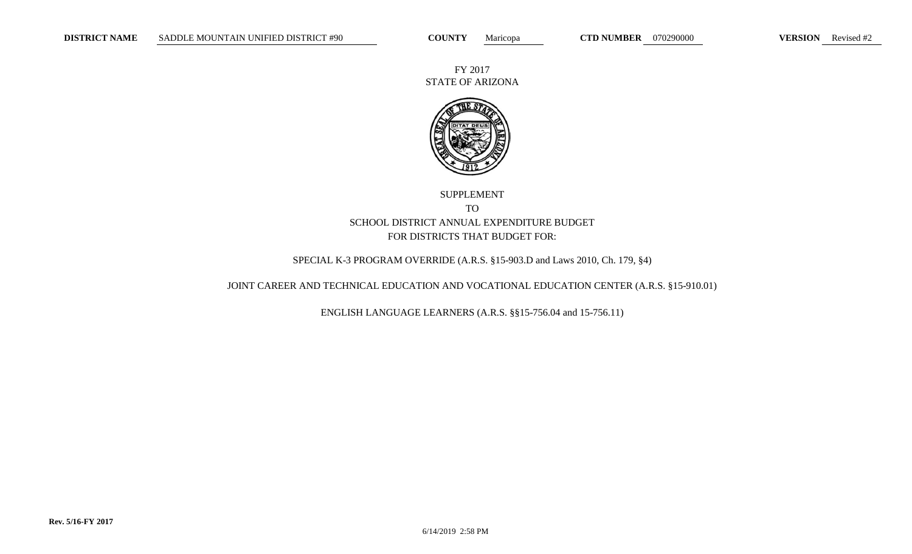**DISTRICT NAME** SADDLE MOUNTAIN UNIFIED DISTRICT #90 **COUNTY** Maricopa **CTD NUMBER** 070290000 **VERSION** Revised #2

FY 2017
STATE OF ARIZONA

# SUPPLEMENT
# TO
# SCHOOL DISTRICT ANNUAL EXPENDITURE BUDGET
# FOR DISTRICTS THAT BUDGET FOR:

SPECIAL K-3 PROGRAM OVERRIDE (A.R.S. §15-903.D and Laws 2010, Ch. 179, §4)

JOINT CAREER AND TECHNICAL EDUCATION AND VOCATIONAL EDUCATION CENTER (A.R.S. §15-910.01)

ENGLISH LANGUAGE LEARNERS (A.R.S. §§15-756.04 and 15-756.11)

**Rev. 5/16-FY 2017**

6/14/2019 2:58 PM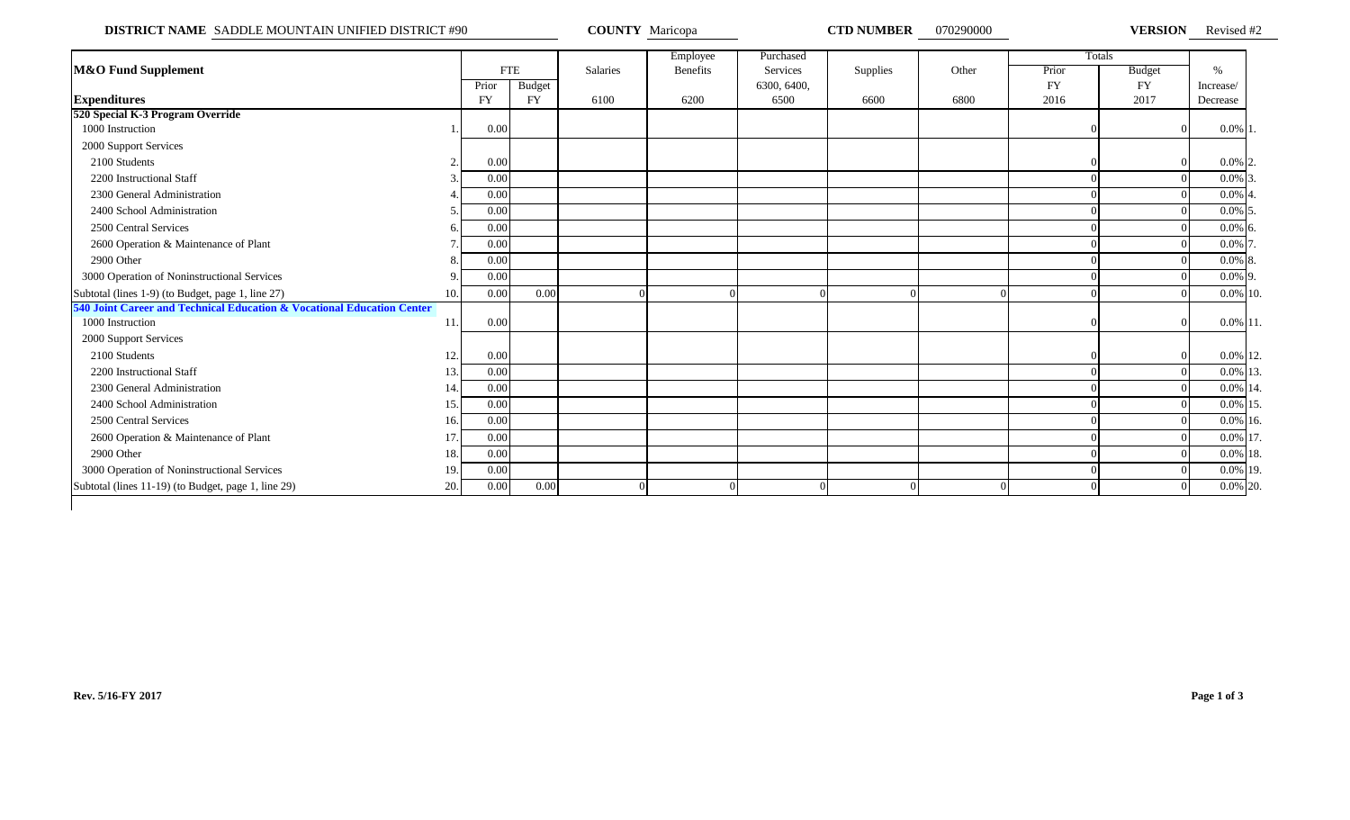**DISTRICT NAME** SADDLE MOUNTAIN UNIFIED DISTRICT #90 **COUNTY** Maricopa **CTD NUMBER** 070290000 **VERSION** Revised #2

| M&O Fund Supplement | | FTE | | Salaries | Employee Benefits | Purchased Services | Supplies | Other | Totals | | % | |
|---|---|---|---|---|---|---|---|---|---|---|---|---|
| | | Prior | Budget | | | 6300, 6400, | | | Prior | Budget | Increase/ | |
| **Expenditures** | | FY | FY | 6100 | 6200 | 6500 | 6600 | 6800 | FY 2016 | FY 2017 | Decrease | |
| **520 Special K-3 Program Override** | | | | | | | | | | | | |
| 1000 Instruction | 1. | 0.00 | | | | | | | 0 | 0 | 0.0% | 1. |
| 2000 Support Services | | | | | | | | | | | | |
| 2100 Students | 2. | 0.00 | | | | | | | 0 | 0 | 0.0% | 2. |
| 2200 Instructional Staff | 3. | 0.00 | | | | | | | 0 | 0 | 0.0% | 3. |
| 2300 General Administration | 4. | 0.00 | | | | | | | 0 | 0 | 0.0% | 4. |
| 2400 School Administration | 5. | 0.00 | | | | | | | 0 | 0 | 0.0% | 5. |
| 2500 Central Services | 6. | 0.00 | | | | | | | 0 | 0 | 0.0% | 6. |
| 2600 Operation & Maintenance of Plant | 7. | 0.00 | | | | | | | 0 | 0 | 0.0% | 7. |
| 2900 Other | 8. | 0.00 | | | | | | | 0 | 0 | 0.0% | 8. |
| 3000 Operation of Noninstructional Services | 9. | 0.00 | | | | | | | 0 | 0 | 0.0% | 9. |
| Subtotal (lines 1-9) (to Budget, page 1, line 27) | 10. | 0.00 | 0.00 | 0 | 0 | 0 | 0 | 0 | 0 | 0 | 0.0% | 10. |
| **540 Joint Career and Technical Education & Vocational Education Center** | | | | | | | | | | | | |
| 1000 Instruction | 11. | 0.00 | | | | | | | 0 | 0 | 0.0% | 11. |
| 2000 Support Services | | | | | | | | | | | | |
| 2100 Students | 12. | 0.00 | | | | | | | 0 | 0 | 0.0% | 12. |
| 2200 Instructional Staff | 13. | 0.00 | | | | | | | 0 | 0 | 0.0% | 13. |
| 2300 General Administration | 14. | 0.00 | | | | | | | 0 | 0 | 0.0% | 14. |
| 2400 School Administration | 15. | 0.00 | | | | | | | 0 | 0 | 0.0% | 15. |
| 2500 Central Services | 16. | 0.00 | | | | | | | 0 | 0 | 0.0% | 16. |
| 2600 Operation & Maintenance of Plant | 17. | 0.00 | | | | | | | 0 | 0 | 0.0% | 17. |
| 2900 Other | 18. | 0.00 | | | | | | | 0 | 0 | 0.0% | 18. |
| 3000 Operation of Noninstructional Services | 19. | 0.00 | | | | | | | 0 | 0 | 0.0% | 19. |
| Subtotal (lines 11-19) (to Budget, page 1, line 29) | 20. | 0.00 | 0.00 | 0 | 0 | 0 | 0 | 0 | 0 | 0 | 0.0% | 20. |

**Rev. 5/16-FY 2017**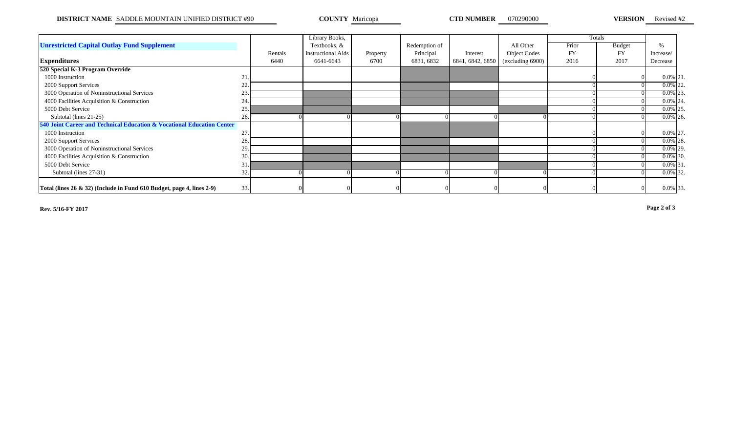**DISTRICT NAME** SADDLE MOUNTAIN UNIFIED DISTRICT #90 **COUNTY** Maricopa **CTD NUMBER** 070290000 **VERSION** Revised #2

| **Unrestricted Capital Outlay Fund Supplement** | | Rentals | Library Books, Textbooks, & Instructional Aids | Property | Redemption of Principal | Interest | All Other Object Codes | Totals | | % |
|---|---|---|---|---|---|---|---|---|---|---|
| | | | | | | | | Prior FY | Budget FY | Increase/ |
| **Expenditures** | | 6440 | 6641-6643 | 6700 | 6831, 6832 | 6841, 6842, 6850 | (excluding 6900) | 2016 | 2017 | Decrease |
| **520 Special K-3 Program Override** | | | | | | | | | | |
| 1000 Instruction | 21. | | | | | | | 0 | 0 | 0.0% 21. |
| 2000 Support Services | 22. | | | | | | | 0 | 0 | 0.0% 22. |
| 3000 Operation of Noninstructional Services | 23. | | | | | | | 0 | 0 | 0.0% 23. |
| 4000 Facilities Acquisition & Construction | 24. | | | | | | | 0 | 0 | 0.0% 24. |
| 5000 Debt Service | 25. | | | | | | | 0 | 0 | 0.0% 25. |
| Subtotal (lines 21-25) | 26. | 0 | 0 | 0 | 0 | 0 | 0 | 0 | 0 | 0.0% 26. |
| **540 Joint Career and Technical Education & Vocational Education Center** | | | | | | | | | | |
| 1000 Instruction | 27. | | | | | | | 0 | 0 | 0.0% 27. |
| 2000 Support Services | 28. | | | | | | | 0 | 0 | 0.0% 28. |
| 3000 Operation of Noninstructional Services | 29. | | | | | | | 0 | 0 | 0.0% 29. |
| 4000 Facilities Acquisition & Construction | 30. | | | | | | | 0 | 0 | 0.0% 30. |
| 5000 Debt Service | 31. | | | | | | | 0 | 0 | 0.0% 31. |
| Subtotal (lines 27-31) | 32. | 0 | 0 | 0 | 0 | 0 | 0 | 0 | 0 | 0.0% 32. |
| **Total (lines 26 & 32) (Include in Fund 610 Budget, page 4, lines 2-9)** | 33. | 0 | 0 | 0 | 0 | 0 | 0 | 0 | 0 | 0.0% 33. |

**Rev. 5/16-FY 2017**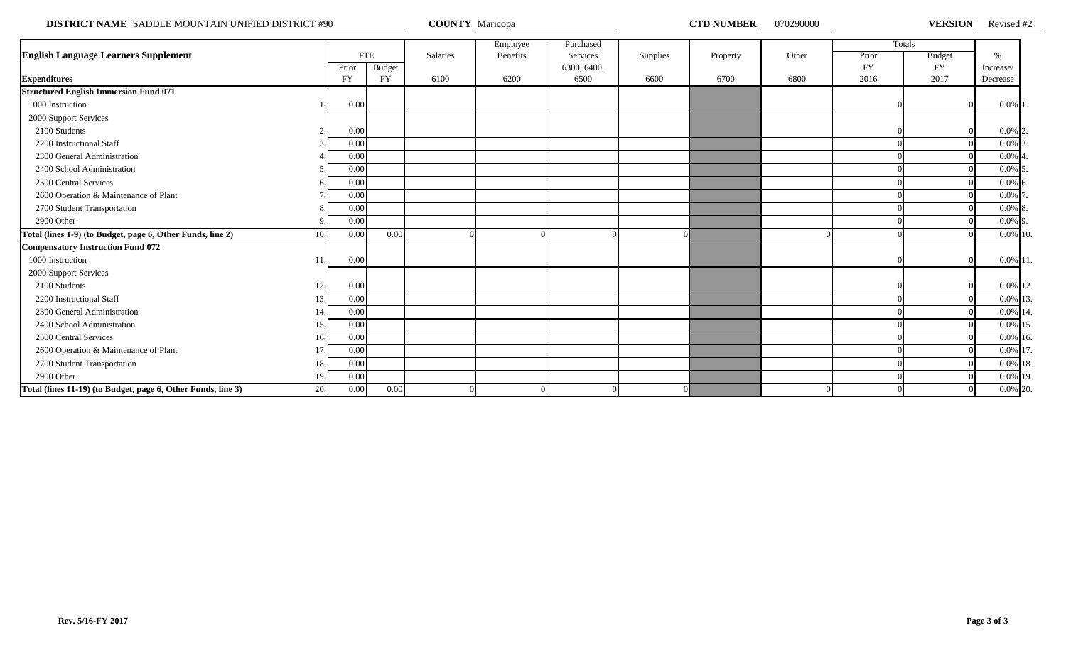**DISTRICT NAME** SADDLE MOUNTAIN UNIFIED DISTRICT #90 **COUNTY** Maricopa **CTD NUMBER** 070290000 **VERSION** Revised #2

| English Language Learners Supplement | | FTE | | Salaries | Employee Benefits | Purchased Services | Supplies | Property | Other | Totals | | % |
|---|---|---|---|---|---|---|---|---|---|---|---|---|
| | | Prior | Budget | | | 6300, 6400, | | | | Prior | Budget | Increase/ |
| **Expenditures** | | FY | FY | 6100 | 6200 | 6500 | 6600 | 6700 | 6800 | FY 2016 | FY 2017 | Decrease |
| **Structured English Immersion Fund 071** | | | | | | | | | | | | |
| 1000 Instruction | 1. | 0.00 | | | | | | | | 0 | 0 | 0.0% 1. |
| 2000 Support Services | | | | | | | | | | | | |
| 2100 Students | 2. | 0.00 | | | | | | | | 0 | 0 | 0.0% 2. |
| 2200 Instructional Staff | 3. | 0.00 | | | | | | | | 0 | 0 | 0.0% 3. |
| 2300 General Administration | 4. | 0.00 | | | | | | | | 0 | 0 | 0.0% 4. |
| 2400 School Administration | 5. | 0.00 | | | | | | | | 0 | 0 | 0.0% 5. |
| 2500 Central Services | 6. | 0.00 | | | | | | | | 0 | 0 | 0.0% 6. |
| 2600 Operation & Maintenance of Plant | 7. | 0.00 | | | | | | | | 0 | 0 | 0.0% 7. |
| 2700 Student Transportation | 8. | 0.00 | | | | | | | | 0 | 0 | 0.0% 8. |
| 2900 Other | 9. | 0.00 | | | | | | | | 0 | 0 | 0.0% 9. |
| **Total (lines 1-9) (to Budget, page 6, Other Funds, line 2)** | 10. | 0.00 | 0.00 | 0 | 0 | 0 | 0 | | 0 | 0 | 0 | 0.0% 10. |
| **Compensatory Instruction Fund 072** | | | | | | | | | | | | |
| 1000 Instruction | 11. | 0.00 | | | | | | | | 0 | 0 | 0.0% 11. |
| 2000 Support Services | | | | | | | | | | | | |
| 2100 Students | 12. | 0.00 | | | | | | | | 0 | 0 | 0.0% 12. |
| 2200 Instructional Staff | 13. | 0.00 | | | | | | | | 0 | 0 | 0.0% 13. |
| 2300 General Administration | 14. | 0.00 | | | | | | | | 0 | 0 | 0.0% 14. |
| 2400 School Administration | 15. | 0.00 | | | | | | | | 0 | 0 | 0.0% 15. |
| 2500 Central Services | 16. | 0.00 | | | | | | | | 0 | 0 | 0.0% 16. |
| 2600 Operation & Maintenance of Plant | 17. | 0.00 | | | | | | | | 0 | 0 | 0.0% 17. |
| 2700 Student Transportation | 18. | 0.00 | | | | | | | | 0 | 0 | 0.0% 18. |
| 2900 Other | 19. | 0.00 | | | | | | | | 0 | 0 | 0.0% 19. |
| **Total (lines 11-19) (to Budget, page 6, Other Funds, line 3)** | 20. | 0.00 | 0.00 | 0 | 0 | 0 | 0 | | 0 | 0 | 0 | 0.0% 20. |

**Rev. 5/16-FY 2017**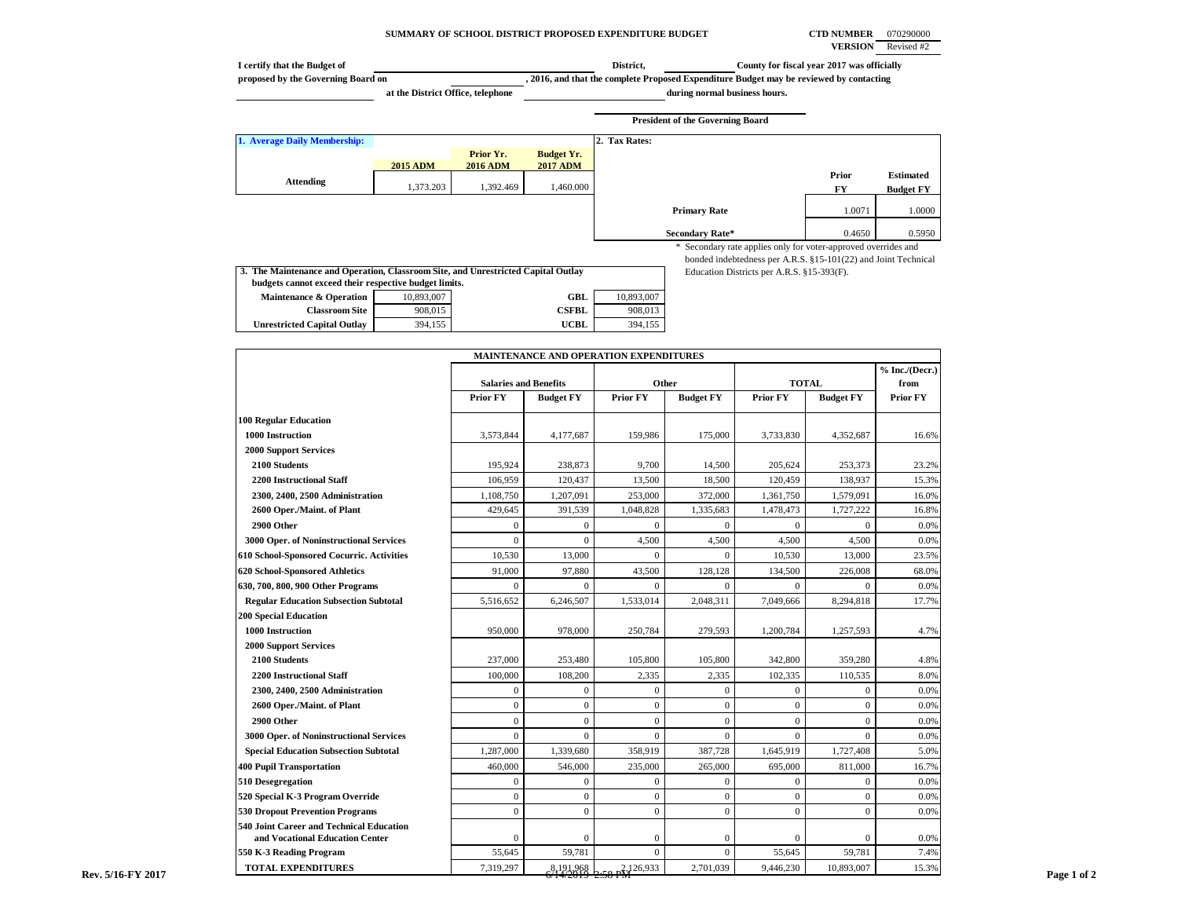# SUMMARY OF SCHOOL DISTRICT PROPOSED EXPENDITURE BUDGET

**CTD NUMBER** 070290000
**VERSION** Revised #2

I certify that the Budget of ____________ District, ____________ County for fiscal year 2017 was officially proposed by the Governing Board on ____________, 2016, and that the complete Proposed Expenditure Budget may be reviewed by contacting ____________ at the District Office, telephone ____________ during normal business hours.

____________
**President of the Governing Board**

**1. Average Daily Membership:**

| | 2015 ADM | Prior Yr. 2016 ADM | Budget Yr. 2017 ADM |
|---|---|---|---|
| Attending | 1,373.203 | 1,392.469 | 1,460.000 |

**2. Tax Rates:**

| | Prior FY | Estimated Budget FY |
|---|---|---|
| Primary Rate | 1.0071 | 1.0000 |
| Secondary Rate* | 0.4650 | 0.5950 |

\* Secondary rate applies only for voter-approved overrides and bonded indebtedness per A.R.S. §15-101(22) and Joint Technical Education Districts per A.R.S. §15-393(F).

**3. The Maintenance and Operation, Classroom Site, and Unrestricted Capital Outlay budgets cannot exceed their respective budget limits.**

| | | | |
|---|---|---|---|
| Maintenance & Operation | 10,893,007 | GBL | 10,893,007 |
| Classroom Site | 908,015 | CSFBL | 908,013 |
| Unrestricted Capital Outlay | 394,155 | UCBL | 394,155 |

| MAINTENANCE AND OPERATION EXPENDITURES | Salaries and Benefits | | Other | | TOTAL | | % Inc./(Decr.) from |
|---|---|---|---|---|---|---|---|
| | Prior FY | Budget FY | Prior FY | Budget FY | Prior FY | Budget FY | Prior FY |
| **100 Regular Education** | | | | | | | |
| 1000 Instruction | 3,573,844 | 4,177,687 | 159,986 | 175,000 | 3,733,830 | 4,352,687 | 16.6% |
| 2000 Support Services | | | | | | | |
| 2100 Students | 195,924 | 238,873 | 9,700 | 14,500 | 205,624 | 253,373 | 23.2% |
| 2200 Instructional Staff | 106,959 | 120,437 | 13,500 | 18,500 | 120,459 | 138,937 | 15.3% |
| 2300, 2400, 2500 Administration | 1,108,750 | 1,207,091 | 253,000 | 372,000 | 1,361,750 | 1,579,091 | 16.0% |
| 2600 Oper./Maint. of Plant | 429,645 | 391,539 | 1,048,828 | 1,335,683 | 1,478,473 | 1,727,222 | 16.8% |
| 2900 Other | 0 | 0 | 0 | 0 | 0 | 0 | 0.0% |
| 3000 Oper. of Noninstructional Services | 0 | 0 | 4,500 | 4,500 | 4,500 | 4,500 | 0.0% |
| 610 School-Sponsored Cocurric. Activities | 10,530 | 13,000 | 0 | 0 | 10,530 | 13,000 | 23.5% |
| 620 School-Sponsored Athletics | 91,000 | 97,880 | 43,500 | 128,128 | 134,500 | 226,008 | 68.0% |
| 630, 700, 800, 900 Other Programs | 0 | 0 | 0 | 0 | 0 | 0 | 0.0% |
| Regular Education Subsection Subtotal | 5,516,652 | 6,246,507 | 1,533,014 | 2,048,311 | 7,049,666 | 8,294,818 | 17.7% |
| **200 Special Education** | | | | | | | |
| 1000 Instruction | 950,000 | 978,000 | 250,784 | 279,593 | 1,200,784 | 1,257,593 | 4.7% |
| 2000 Support Services | | | | | | | |
| 2100 Students | 237,000 | 253,480 | 105,800 | 105,800 | 342,800 | 359,280 | 4.8% |
| 2200 Instructional Staff | 100,000 | 108,200 | 2,335 | 2,335 | 102,335 | 110,535 | 8.0% |
| 2300, 2400, 2500 Administration | 0 | 0 | 0 | 0 | 0 | 0 | 0.0% |
| 2600 Oper./Maint. of Plant | 0 | 0 | 0 | 0 | 0 | 0 | 0.0% |
| 2900 Other | 0 | 0 | 0 | 0 | 0 | 0 | 0.0% |
| 3000 Oper. of Noninstructional Services | 0 | 0 | 0 | 0 | 0 | 0 | 0.0% |
| Special Education Subsection Subtotal | 1,287,000 | 1,339,680 | 358,919 | 387,728 | 1,645,919 | 1,727,408 | 5.0% |
| 400 Pupil Transportation | 460,000 | 546,000 | 235,000 | 265,000 | 695,000 | 811,000 | 16.7% |
| 510 Desegregation | 0 | 0 | 0 | 0 | 0 | 0 | 0.0% |
| 520 Special K-3 Program Override | 0 | 0 | 0 | 0 | 0 | 0 | 0.0% |
| 530 Dropout Prevention Programs | 0 | 0 | 0 | 0 | 0 | 0 | 0.0% |
| 540 Joint Career and Technical Education and Vocational Education Center | 0 | 0 | 0 | 0 | 0 | 0 | 0.0% |
| 550 K-3 Reading Program | 55,645 | 59,781 | 0 | 0 | 55,645 | 59,781 | 7.4% |
| **TOTAL EXPENDITURES** | 7,319,297 | 8,191,968 | 2,126,933 | 2,701,039 | 9,446,230 | 10,893,007 | 15.3% |

Rev. 5/16-FY 2017

6/14/2016 2:58 PM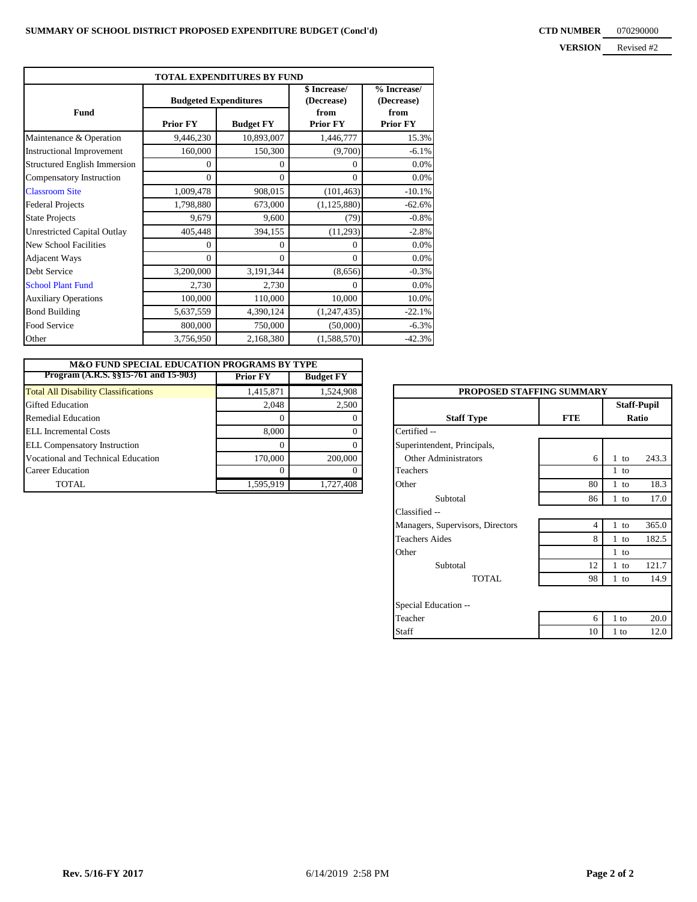**SUMMARY OF SCHOOL DISTRICT PROPOSED EXPENDITURE BUDGET (Concl'd)**

**CTD NUMBER** 070290000

**VERSION** Revised #2

| TOTAL EXPENDITURES BY FUND | | | | |
|---|---|---|---|---|
| Fund | Budgeted Expenditures | | $ Increase/ (Decrease) from Prior FY | % Increase/ (Decrease) from Prior FY |
| | Prior FY | Budget FY | | |
| Maintenance & Operation | 9,446,230 | 10,893,007 | 1,446,777 | 15.3% |
| Instructional Improvement | 160,000 | 150,300 | (9,700) | -6.1% |
| Structured English Immersion | 0 | 0 | 0 | 0.0% |
| Compensatory Instruction | 0 | 0 | 0 | 0.0% |
| Classroom Site | 1,009,478 | 908,015 | (101,463) | -10.1% |
| Federal Projects | 1,798,880 | 673,000 | (1,125,880) | -62.6% |
| State Projects | 9,679 | 9,600 | (79) | -0.8% |
| Unrestricted Capital Outlay | 405,448 | 394,155 | (11,293) | -2.8% |
| New School Facilities | 0 | 0 | 0 | 0.0% |
| Adjacent Ways | 0 | 0 | 0 | 0.0% |
| Debt Service | 3,200,000 | 3,191,344 | (8,656) | -0.3% |
| School Plant Fund | 2,730 | 2,730 | 0 | 0.0% |
| Auxiliary Operations | 100,000 | 110,000 | 10,000 | 10.0% |
| Bond Building | 5,637,559 | 4,390,124 | (1,247,435) | -22.1% |
| Food Service | 800,000 | 750,000 | (50,000) | -6.3% |
| Other | 3,756,950 | 2,168,380 | (1,588,570) | -42.3% |

| M&O FUND SPECIAL EDUCATION PROGRAMS BY TYPE | | |
|---|---|---|
| Program (A.R.S. §§15-761 and 15-903) | Prior FY | Budget FY |
| Total All Disability Classifications | 1,415,871 | 1,524,908 |
| Gifted Education | 2,048 | 2,500 |
| Remedial Education | 0 | 0 |
| ELL Incremental Costs | 8,000 | 0 |
| ELL Compensatory Instruction | 0 | 0 |
| Vocational and Technical Education | 170,000 | 200,000 |
| Career Education | 0 | 0 |
| TOTAL | 1,595,919 | 1,727,408 |

| PROPOSED STAFFING SUMMARY | | |
|---|---|---|
| Staff Type | FTE | Staff-Pupil Ratio |
| Certified -- | | |
| Superintendent, Principals, Other Administrators | 6 | 1 to 243.3 |
| Teachers | | 1 to |
| Other | 80 | 1 to 18.3 |
| Subtotal | 86 | 1 to 17.0 |
| Classified -- | | |
| Managers, Supervisors, Directors | 4 | 1 to 365.0 |
| Teachers Aides | 8 | 1 to 182.5 |
| Other | | 1 to |
| Subtotal | 12 | 1 to 121.7 |
| TOTAL | 98 | 1 to 14.9 |
| Special Education -- | | |
| Teacher | 6 | 1 to 20.0 |
| Staff | 10 | 1 to 12.0 |

**Rev. 5/16-FY 2017** 6/14/2019 2:58 PM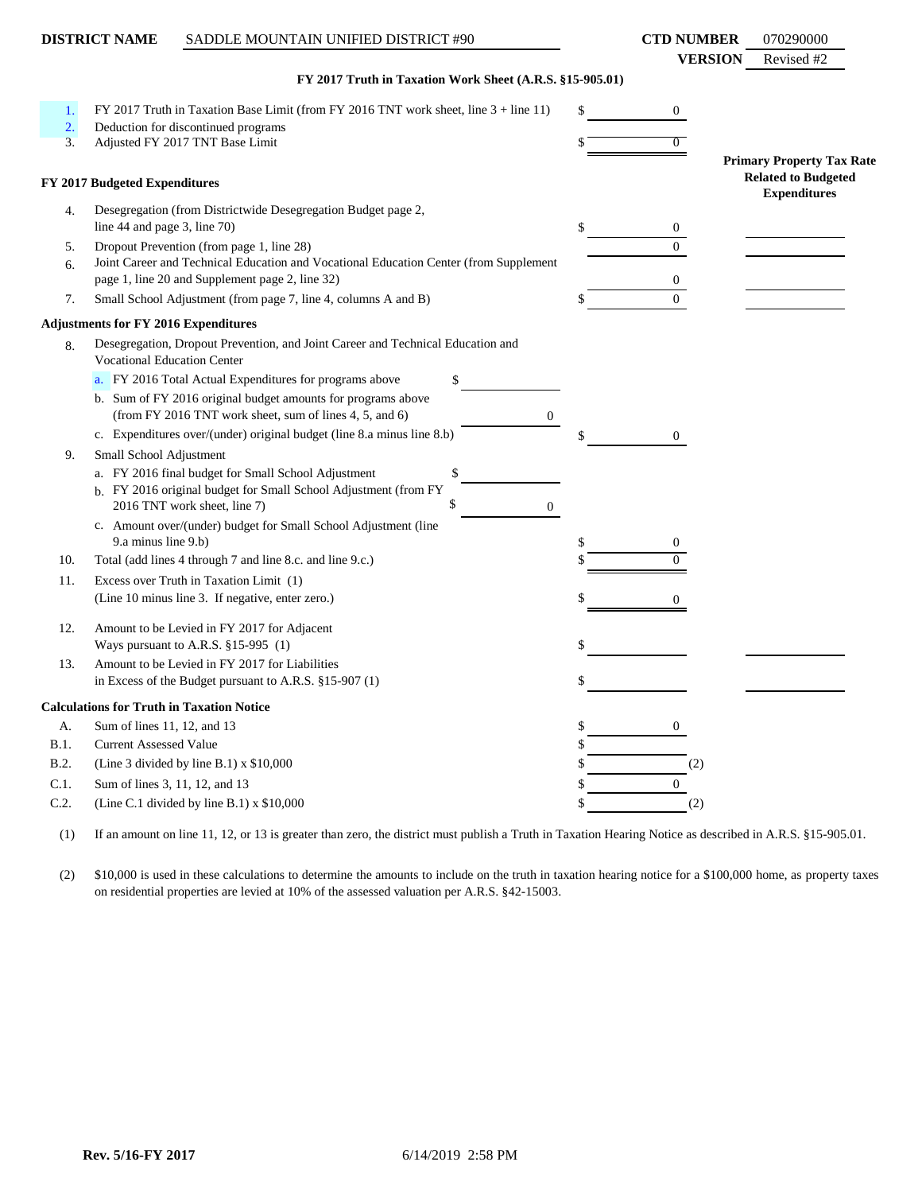**DISTRICT NAME** SADDLE MOUNTAIN UNIFIED DISTRICT #90

**CTD NUMBER** 070290000

**VERSION** Revised #2

**FY 2017 Truth in Taxation Work Sheet (A.R.S. §15-905.01)**

| | | | Amount | Primary Property Tax Rate Related to Budgeted Expenditures |
|---|---|---|---|---|
| 1. | FY 2017 Truth in Taxation Base Limit (from FY 2016 TNT work sheet, line 3 + line 11) | | $ 0 | |
| 2. | Deduction for discontinued programs | | | |
| 3. | Adjusted FY 2017 TNT Base Limit | | $ 0 | |
| | **FY 2017 Budgeted Expenditures** | | | |
| 4. | Desegregation (from Districtwide Desegregation Budget page 2, line 44 and page 3, line 70) | | $ 0 | |
| 5. | Dropout Prevention (from page 1, line 28) | | 0 | |
| 6. | Joint Career and Technical Education and Vocational Education Center (from Supplement page 1, line 20 and Supplement page 2, line 32) | | 0 | |
| 7. | Small School Adjustment (from page 7, line 4, columns A and B) | | $ 0 | |
| | **Adjustments for FY 2016 Expenditures** | | | |
| 8. | Desegregation, Dropout Prevention, and Joint Career and Technical Education and Vocational Education Center | | | |
| | a. FY 2016 Total Actual Expenditures for programs above | $ | | |
| | b. Sum of FY 2016 original budget amounts for programs above (from FY 2016 TNT work sheet, sum of lines 4, 5, and 6) | 0 | | |
| | c. Expenditures over/(under) original budget (line 8.a minus line 8.b) | | $ 0 | |
| 9. | Small School Adjustment | | | |
| | a. FY 2016 final budget for Small School Adjustment | $ | | |
| | b. FY 2016 original budget for Small School Adjustment (from FY 2016 TNT work sheet, line 7) | $ 0 | | |
| | c. Amount over/(under) budget for Small School Adjustment (line 9.a minus line 9.b) | | $ 0 | |
| 10. | Total (add lines 4 through 7 and line 8.c. and line 9.c.) | | $ 0 | |
| 11. | Excess over Truth in Taxation Limit (1) (Line 10 minus line 3. If negative, enter zero.) | | $ 0 | |
| 12. | Amount to be Levied in FY 2017 for Adjacent Ways pursuant to A.R.S. §15-995 (1) | | $ | |
| 13. | Amount to be Levied in FY 2017 for Liabilities in Excess of the Budget pursuant to A.R.S. §15-907 (1) | | $ | |
| | **Calculations for Truth in Taxation Notice** | | | |
| A. | Sum of lines 11, 12, and 13 | | $ 0 | |
| B.1. | Current Assessed Value | | $ | |
| B.2. | (Line 3 divided by line B.1) x $10,000 | | $ (2) | |
| C.1. | Sum of lines 3, 11, 12, and 13 | | $ 0 | |
| C.2. | (Line C.1 divided by line B.1) x $10,000 | | $ (2) | |

(1) If an amount on line 11, 12, or 13 is greater than zero, the district must publish a Truth in Taxation Hearing Notice as described in A.R.S. §15-905.01.

(2) $10,000 is used in these calculations to determine the amounts to include on the truth in taxation hearing notice for a $100,000 home, as property taxes on residential properties are levied at 10% of the assessed valuation per A.R.S. §42-15003.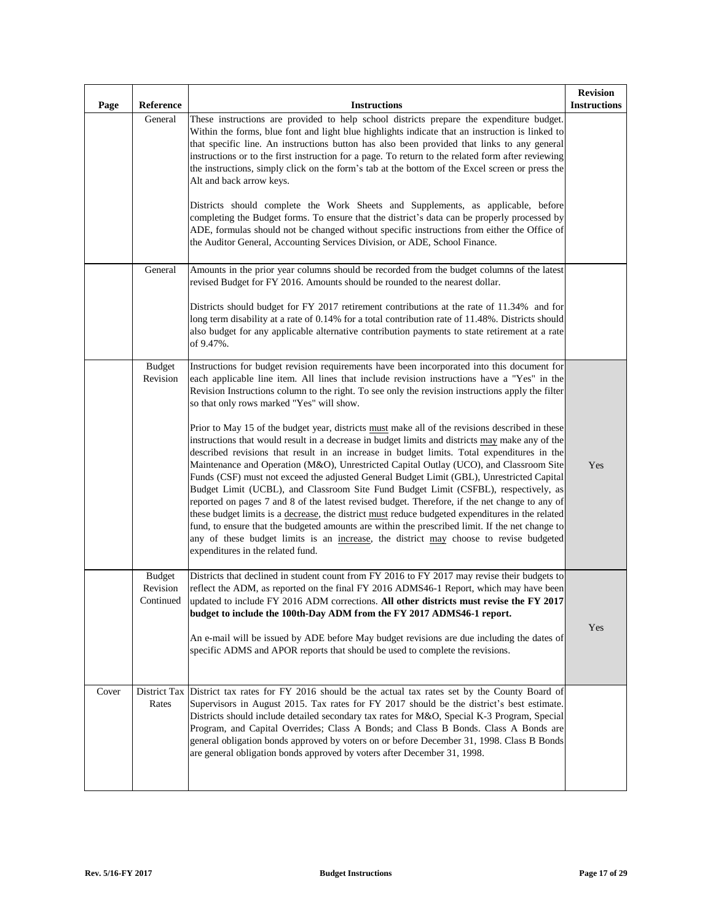| Page | Reference | Instructions | Revision Instructions |
|---|---|---|---|
| | General | These instructions are provided to help school districts prepare the expenditure budget. Within the forms, blue font and light blue highlights indicate that an instruction is linked to that specific line. An instructions button has also been provided that links to any general instructions or to the first instruction for a page. To return to the related form after reviewing the instructions, simply click on the form's tab at the bottom of the Excel screen or press the Alt and back arrow keys.<br><br>Districts should complete the Work Sheets and Supplements, as applicable, before completing the Budget forms. To ensure that the district's data can be properly processed by ADE, formulas should not be changed without specific instructions from either the Office of the Auditor General, Accounting Services Division, or ADE, School Finance. | |
| | General | Amounts in the prior year columns should be recorded from the budget columns of the latest revised Budget for FY 2016. Amounts should be rounded to the nearest dollar.<br><br>Districts should budget for FY 2017 retirement contributions at the rate of 11.34% and for long term disability at a rate of 0.14% for a total contribution rate of 11.48%. Districts should also budget for any applicable alternative contribution payments to state retirement at a rate of 9.47%. | |
| | Budget Revision | Instructions for budget revision requirements have been incorporated into this document for each applicable line item. All lines that include revision instructions have a "Yes" in the Revision Instructions column to the right. To see only the revision instructions apply the filter so that only rows marked "Yes" will show.<br><br>Prior to May 15 of the budget year, districts <u>must</u> make all of the revisions described in these instructions that would result in a decrease in budget limits and districts <u>may</u> make any of the described revisions that result in an increase in budget limits. Total expenditures in the Maintenance and Operation (M&O), Unrestricted Capital Outlay (UCO), and Classroom Site Funds (CSF) must not exceed the adjusted General Budget Limit (GBL), Unrestricted Capital Budget Limit (UCBL), and Classroom Site Fund Budget Limit (CSFBL), respectively, as reported on pages 7 and 8 of the latest revised budget. Therefore, if the net change to any of these budget limits is a <u>decrease</u>, the district <u>must</u> reduce budgeted expenditures in the related fund, to ensure that the budgeted amounts are within the prescribed limit. If the net change to any of these budget limits is an <u>increase</u>, the district <u>may</u> choose to revise budgeted expenditures in the related fund. | Yes |
| | Budget Revision Continued | Districts that declined in student count from FY 2016 to FY 2017 may revise their budgets to reflect the ADM, as reported on the final FY 2016 ADMS46-1 Report, which may have been updated to include FY 2016 ADM corrections. **All other districts must revise the FY 2017 budget to include the 100th-Day ADM from the FY 2017 ADMS46-1 report.**<br><br>An e-mail will be issued by ADE before May budget revisions are due including the dates of specific ADMS and APOR reports that should be used to complete the revisions. | Yes |
| Cover | District Tax Rates | District tax rates for FY 2016 should be the actual tax rates set by the County Board of Supervisors in August 2015. Tax rates for FY 2017 should be the district's best estimate. Districts should include detailed secondary tax rates for M&O, Special K-3 Program, Special Program, and Capital Overrides; Class A Bonds; and Class B Bonds. Class A Bonds are general obligation bonds approved by voters on or before December 31, 1998. Class B Bonds are general obligation bonds approved by voters after December 31, 1998. | |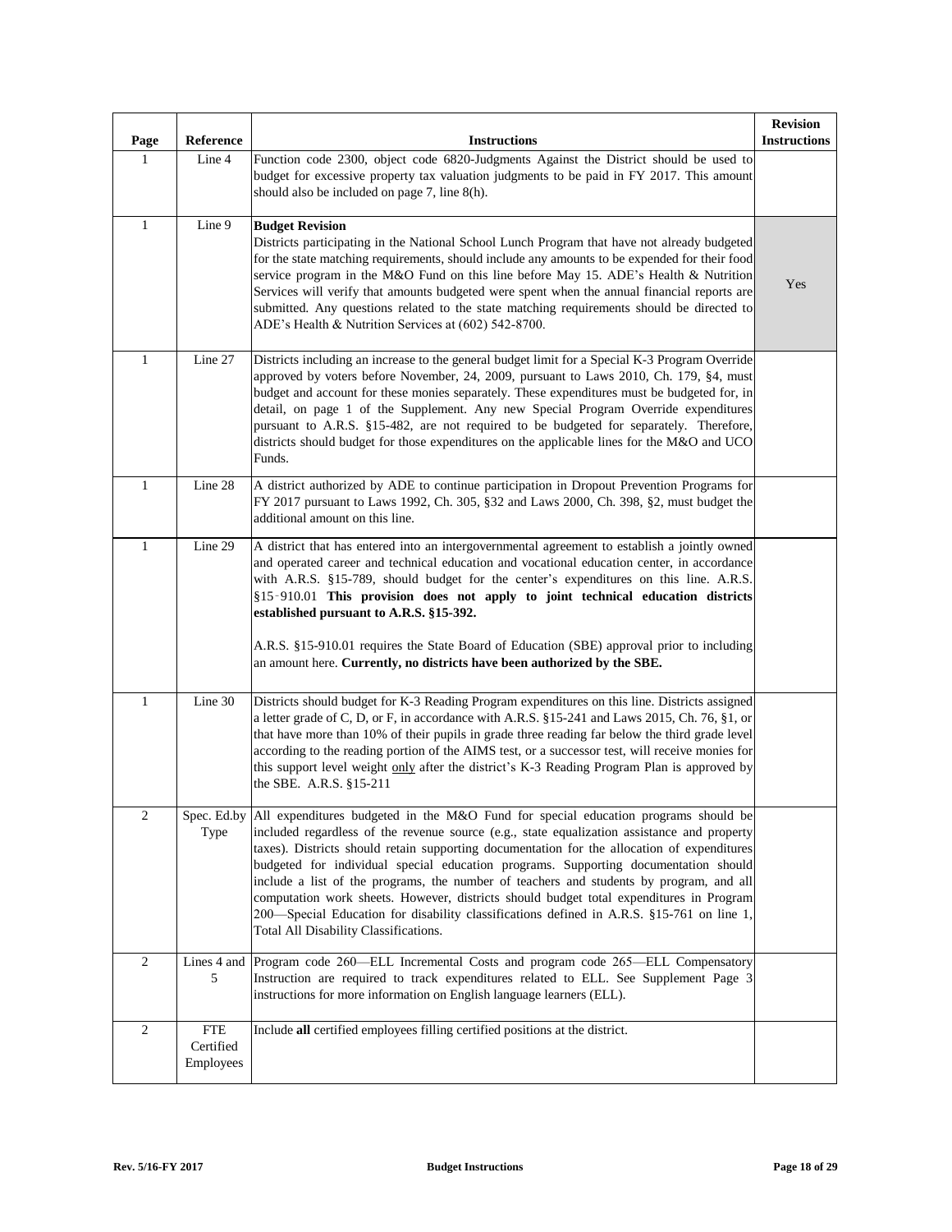| Page | Reference | Instructions | Revision Instructions |
|---|---|---|---|
| 1 | Line 4 | Function code 2300, object code 6820-Judgments Against the District should be used to budget for excessive property tax valuation judgments to be paid in FY 2017. This amount should also be included on page 7, line 8(h). | |
| 1 | Line 9 | **Budget Revision** Districts participating in the National School Lunch Program that have not already budgeted for the state matching requirements, should include any amounts to be expended for their food service program in the M&O Fund on this line before May 15. ADE's Health & Nutrition Services will verify that amounts budgeted were spent when the annual financial reports are submitted. Any questions related to the state matching requirements should be directed to ADE's Health & Nutrition Services at (602) 542-8700. | Yes |
| 1 | Line 27 | Districts including an increase to the general budget limit for a Special K-3 Program Override approved by voters before November, 24, 2009, pursuant to Laws 2010, Ch. 179, §4, must budget and account for these monies separately. These expenditures must be budgeted for, in detail, on page 1 of the Supplement. Any new Special Program Override expenditures pursuant to A.R.S. §15-482, are not required to be budgeted for separately. Therefore, districts should budget for those expenditures on the applicable lines for the M&O and UCO Funds. | |
| 1 | Line 28 | A district authorized by ADE to continue participation in Dropout Prevention Programs for FY 2017 pursuant to Laws 1992, Ch. 305, §32 and Laws 2000, Ch. 398, §2, must budget the additional amount on this line. | |
| 1 | Line 29 | A district that has entered into an intergovernmental agreement to establish a jointly owned and operated career and technical education and vocational education center, in accordance with A.R.S. §15-789, should budget for the center's expenditures on this line. A.R.S. §15-910.01 **This provision does not apply to joint technical education districts established pursuant to A.R.S. §15-392.**<br><br>A.R.S. §15-910.01 requires the State Board of Education (SBE) approval prior to including an amount here. **Currently, no districts have been authorized by the SBE.** | |
| 1 | Line 30 | Districts should budget for K-3 Reading Program expenditures on this line. Districts assigned a letter grade of C, D, or F, in accordance with A.R.S. §15-241 and Laws 2015, Ch. 76, §1, or that have more than 10% of their pupils in grade three reading far below the third grade level according to the reading portion of the AIMS test, or a successor test, will receive monies for this support level weight only after the district's K-3 Reading Program Plan is approved by the SBE. A.R.S. §15-211 | |
| 2 | Spec. Ed.by Type | All expenditures budgeted in the M&O Fund for special education programs should be included regardless of the revenue source (e.g., state equalization assistance and property taxes). Districts should retain supporting documentation for the allocation of expenditures budgeted for individual special education programs. Supporting documentation should include a list of the programs, the number of teachers and students by program, and all computation work sheets. However, districts should budget total expenditures in Program 200—Special Education for disability classifications defined in A.R.S. §15-761 on line 1, Total All Disability Classifications. | |
| 2 | Lines 4 and 5 | Program code 260—ELL Incremental Costs and program code 265—ELL Compensatory Instruction are required to track expenditures related to ELL. See Supplement Page 3 instructions for more information on English language learners (ELL). | |
| 2 | FTE Certified Employees | Include **all** certified employees filling certified positions at the district. | |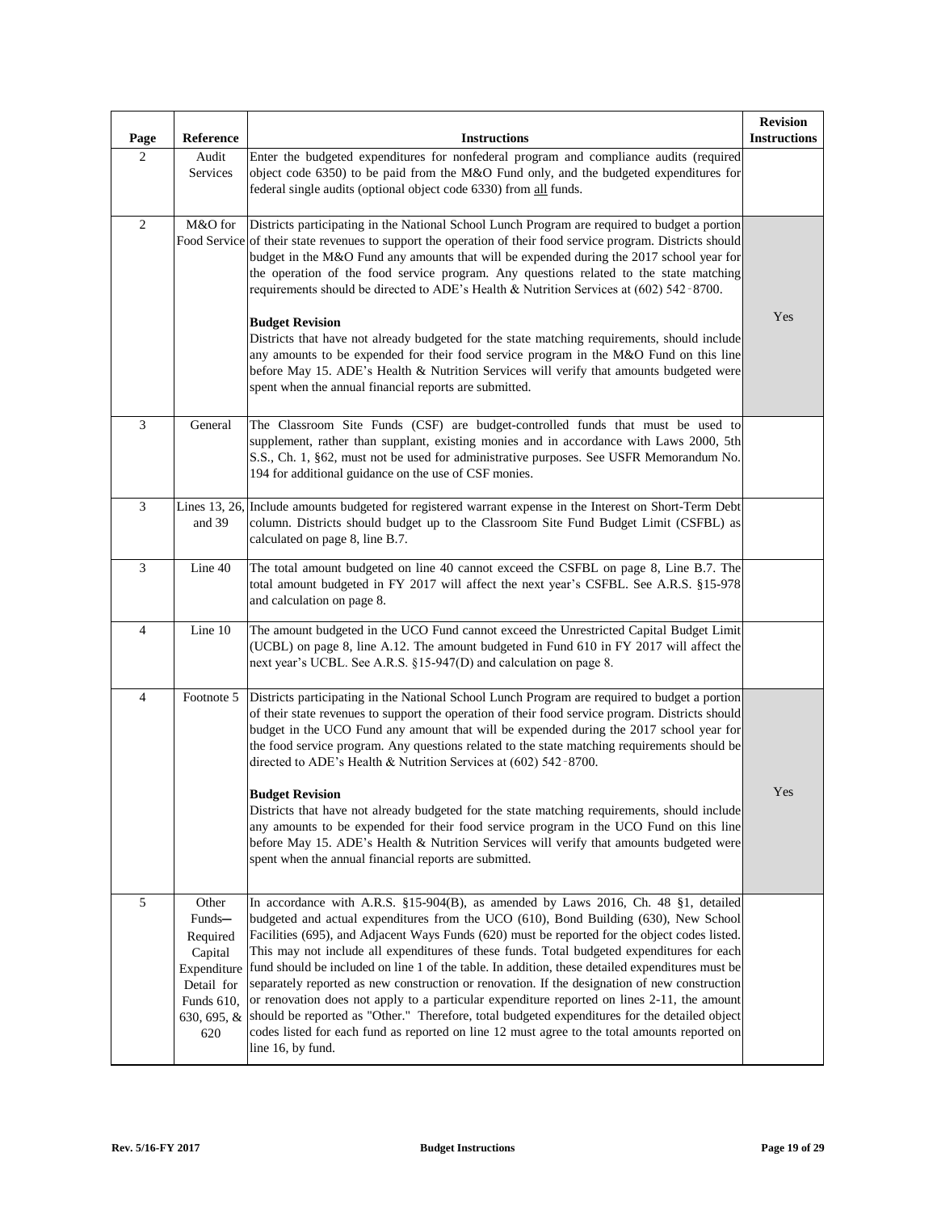| Page | Reference | Instructions | Revision Instructions |
|---|---|---|---|
| 2 | Audit Services | Enter the budgeted expenditures for nonfederal program and compliance audits (required object code 6350) to be paid from the M&O Fund only, and the budgeted expenditures for federal single audits (optional object code 6330) from all funds. | |
| 2 | M&O for Food Service | Districts participating in the National School Lunch Program are required to budget a portion of their state revenues to support the operation of their food service program. Districts should budget in the M&O Fund any amounts that will be expended during the 2017 school year for the operation of the food service program. Any questions related to the state matching requirements should be directed to ADE's Health & Nutrition Services at (602) 542‑8700.<br><br>**Budget Revision**<br>Districts that have not already budgeted for the state matching requirements, should include any amounts to be expended for their food service program in the M&O Fund on this line before May 15. ADE's Health & Nutrition Services will verify that amounts budgeted were spent when the annual financial reports are submitted. | Yes |
| 3 | General | The Classroom Site Funds (CSF) are budget-controlled funds that must be used to supplement, rather than supplant, existing monies and in accordance with Laws 2000, 5th S.S., Ch. 1, §62, must not be used for administrative purposes. See USFR Memorandum No. 194 for additional guidance on the use of CSF monies. | |
| 3 | Lines 13, 26, and 39 | Include amounts budgeted for registered warrant expense in the Interest on Short-Term Debt column. Districts should budget up to the Classroom Site Fund Budget Limit (CSFBL) as calculated on page 8, line B.7. | |
| 3 | Line 40 | The total amount budgeted on line 40 cannot exceed the CSFBL on page 8, Line B.7. The total amount budgeted in FY 2017 will affect the next year's CSFBL. See A.R.S. §15-978 and calculation on page 8. | |
| 4 | Line 10 | The amount budgeted in the UCO Fund cannot exceed the Unrestricted Capital Budget Limit (UCBL) on page 8, line A.12. The amount budgeted in Fund 610 in FY 2017 will affect the next year's UCBL. See A.R.S. §15-947(D) and calculation on page 8. | |
| 4 | Footnote 5 | Districts participating in the National School Lunch Program are required to budget a portion of their state revenues to support the operation of their food service program. Districts should budget in the UCO Fund any amount that will be expended during the 2017 school year for the food service program. Any questions related to the state matching requirements should be directed to ADE's Health & Nutrition Services at (602) 542‑8700.<br><br>**Budget Revision**<br>Districts that have not already budgeted for the state matching requirements, should include any amounts to be expended for their food service program in the UCO Fund on this line before May 15. ADE's Health & Nutrition Services will verify that amounts budgeted were spent when the annual financial reports are submitted. | Yes |
| 5 | Other Funds—Required Capital Expenditure Detail for Funds 610, 630, 695, & 620 | In accordance with A.R.S. §15-904(B), as amended by Laws 2016, Ch. 48 §1, detailed budgeted and actual expenditures from the UCO (610), Bond Building (630), New School Facilities (695), and Adjacent Ways Funds (620) must be reported for the object codes listed. This may not include all expenditures of these funds. Total budgeted expenditures for each fund should be included on line 1 of the table. In addition, these detailed expenditures must be separately reported as new construction or renovation. If the designation of new construction or renovation does not apply to a particular expenditure reported on lines 2-11, the amount should be reported as "Other." Therefore, total budgeted expenditures for the detailed object codes listed for each fund as reported on line 12 must agree to the total amounts reported on line 16, by fund. | |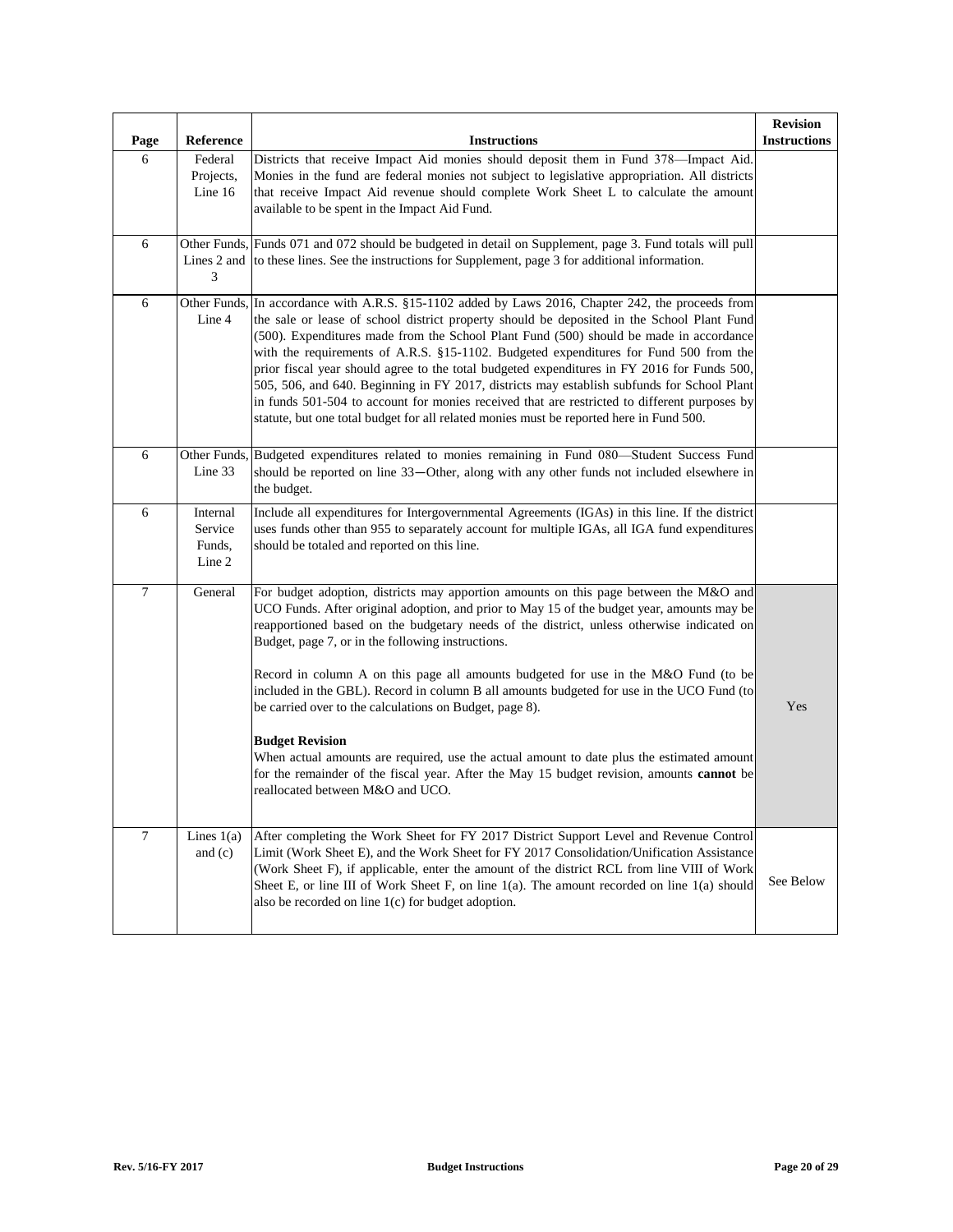| Page | Reference | Instructions | Revision Instructions |
|---|---|---|---|
| 6 | Federal Projects, Line 16 | Districts that receive Impact Aid monies should deposit them in Fund 378—Impact Aid. Monies in the fund are federal monies not subject to legislative appropriation. All districts that receive Impact Aid revenue should complete Work Sheet L to calculate the amount available to be spent in the Impact Aid Fund. | |
| 6 | Other Funds, Lines 2 and 3 | Funds 071 and 072 should be budgeted in detail on Supplement, page 3. Fund totals will pull to these lines. See the instructions for Supplement, page 3 for additional information. | |
| 6 | Other Funds, Line 4 | In accordance with A.R.S. §15-1102 added by Laws 2016, Chapter 242, the proceeds from the sale or lease of school district property should be deposited in the School Plant Fund (500). Expenditures made from the School Plant Fund (500) should be made in accordance with the requirements of A.R.S. §15-1102. Budgeted expenditures for Fund 500 from the prior fiscal year should agree to the total budgeted expenditures in FY 2016 for Funds 500, 505, 506, and 640. Beginning in FY 2017, districts may establish subfunds for School Plant in funds 501-504 to account for monies received that are restricted to different purposes by statute, but one total budget for all related monies must be reported here in Fund 500. | |
| 6 | Other Funds, Line 33 | Budgeted expenditures related to monies remaining in Fund 080—Student Success Fund should be reported on line 33—Other, along with any other funds not included elsewhere in the budget. | |
| 6 | Internal Service Funds, Line 2 | Include all expenditures for Intergovernmental Agreements (IGAs) in this line. If the district uses funds other than 955 to separately account for multiple IGAs, all IGA fund expenditures should be totaled and reported on this line. | |
| 7 | General | For budget adoption, districts may apportion amounts on this page between the M&O and UCO Funds. After original adoption, and prior to May 15 of the budget year, amounts may be reapportioned based on the budgetary needs of the district, unless otherwise indicated on Budget, page 7, or in the following instructions.<br><br>Record in column A on this page all amounts budgeted for use in the M&O Fund (to be included in the GBL). Record in column B all amounts budgeted for use in the UCO Fund (to be carried over to the calculations on Budget, page 8).<br><br>**Budget Revision**<br>When actual amounts are required, use the actual amount to date plus the estimated amount for the remainder of the fiscal year. After the May 15 budget revision, amounts **cannot** be reallocated between M&O and UCO. | Yes |
| 7 | Lines 1(a) and (c) | After completing the Work Sheet for FY 2017 District Support Level and Revenue Control Limit (Work Sheet E), and the Work Sheet for FY 2017 Consolidation/Unification Assistance (Work Sheet F), if applicable, enter the amount of the district RCL from line VIII of Work Sheet E, or line III of Work Sheet F, on line 1(a). The amount recorded on line 1(a) should also be recorded on line 1(c) for budget adoption. | See Below |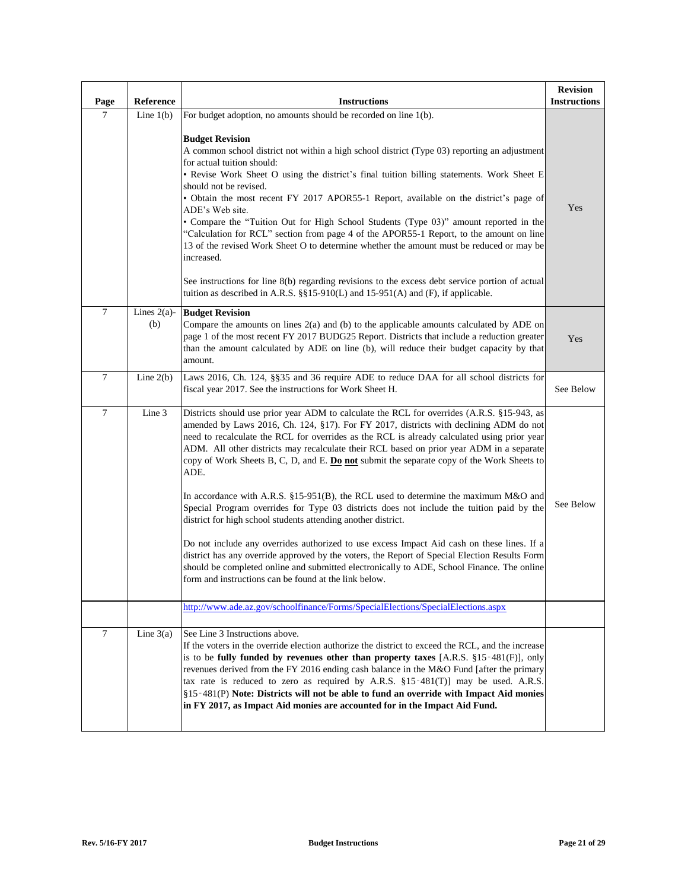| Page | Reference | Instructions | Revision Instructions |
|---|---|---|---|
| 7 | Line 1(b) | For budget adoption, no amounts should be recorded on line 1(b).<br><br>**Budget Revision**<br>A common school district not within a high school district (Type 03) reporting an adjustment for actual tuition should:<br>• Revise Work Sheet O using the district's final tuition billing statements. Work Sheet E should not be revised.<br>• Obtain the most recent FY 2017 APOR55-1 Report, available on the district's page of ADE's Web site.<br>• Compare the "Tuition Out for High School Students (Type 03)" amount reported in the "Calculation for RCL" section from page 4 of the APOR55-1 Report, to the amount on line 13 of the revised Work Sheet O to determine whether the amount must be reduced or may be increased.<br><br>See instructions for line 8(b) regarding revisions to the excess debt service portion of actual tuition as described in A.R.S. §§15-910(L) and 15-951(A) and (F), if applicable. | Yes |
| 7 | Lines 2(a)-(b) | **Budget Revision**<br>Compare the amounts on lines 2(a) and (b) to the applicable amounts calculated by ADE on page 1 of the most recent FY 2017 BUDG25 Report. Districts that include a reduction greater than the amount calculated by ADE on line (b), will reduce their budget capacity by that amount. | Yes |
| 7 | Line 2(b) | Laws 2016, Ch. 124, §§35 and 36 require ADE to reduce DAA for all school districts for fiscal year 2017. See the instructions for Work Sheet H. | See Below |
| 7 | Line 3 | Districts should use prior year ADM to calculate the RCL for overrides (A.R.S. §15-943, as amended by Laws 2016, Ch. 124, §17). For FY 2017, districts with declining ADM do not need to recalculate the RCL for overrides as the RCL is already calculated using prior year ADM. All other districts may recalculate their RCL based on prior year ADM in a separate copy of Work Sheets B, C, D, and E. <u>**Do not**</u> submit the separate copy of the Work Sheets to ADE.<br><br>In accordance with A.R.S. §15-951(B), the RCL used to determine the maximum M&O and Special Program overrides for Type 03 districts does not include the tuition paid by the district for high school students attending another district.<br><br>Do not include any overrides authorized to use excess Impact Aid cash on these lines. If a district has any override approved by the voters, the Report of Special Election Results Form should be completed online and submitted electronically to ADE, School Finance. The online form and instructions can be found at the link below. | See Below |
| | | http://www.ade.az.gov/schoolfinance/Forms/SpecialElections/SpecialElections.aspx | |
| 7 | Line 3(a) | See Line 3 Instructions above.<br>If the voters in the override election authorize the district to exceed the RCL, and the increase is to be **fully funded by revenues other than property taxes** [A.R.S. §15-481(F)], only revenues derived from the FY 2016 ending cash balance in the M&O Fund [after the primary tax rate is reduced to zero as required by A.R.S. §15-481(T)] may be used. A.R.S. §15-481(P) **Note: Districts will not be able to fund an override with Impact Aid monies in FY 2017, as Impact Aid monies are accounted for in the Impact Aid Fund.** | |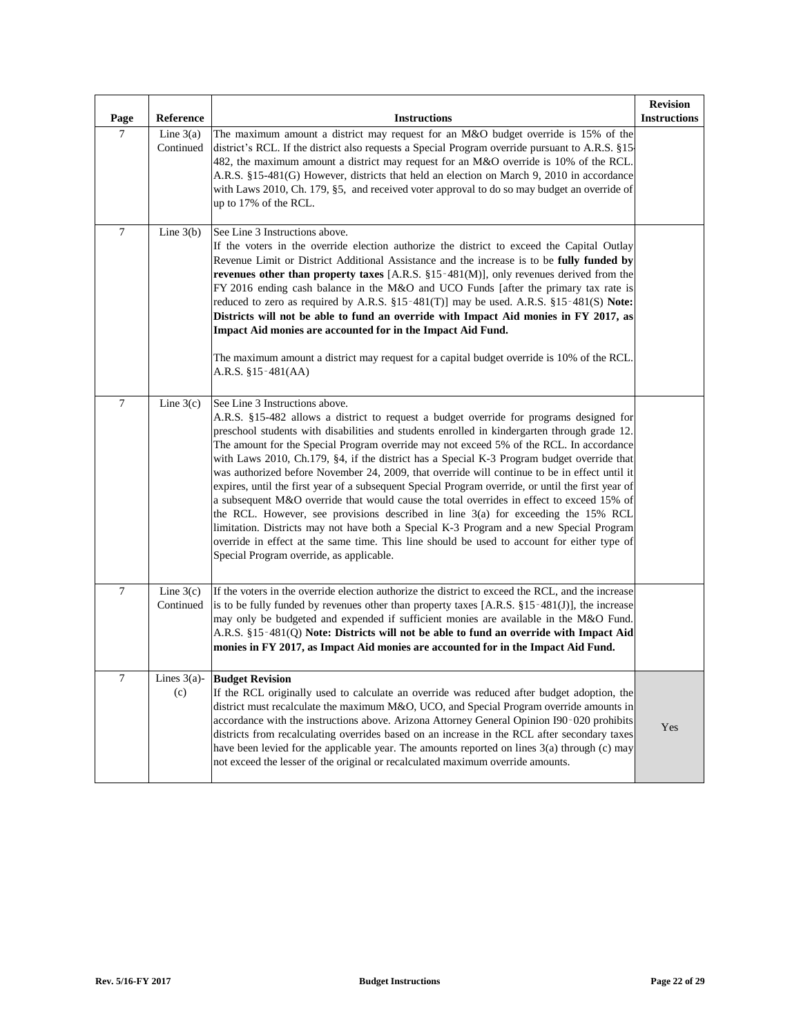| Page | Reference | Instructions | Revision Instructions |
|---|---|---|---|
| 7 | Line 3(a) Continued | The maximum amount a district may request for an M&O budget override is 15% of the district's RCL. If the district also requests a Special Program override pursuant to A.R.S. §15-482, the maximum amount a district may request for an M&O override is 10% of the RCL. A.R.S. §15-481(G) However, districts that held an election on March 9, 2010 in accordance with Laws 2010, Ch. 179, §5, and received voter approval to do so may budget an override of up to 17% of the RCL. | |
| 7 | Line 3(b) | See Line 3 Instructions above.<br>If the voters in the override election authorize the district to exceed the Capital Outlay Revenue Limit or District Additional Assistance and the increase is to be **fully funded by revenues other than property taxes** [A.R.S. §15‑481(M)], only revenues derived from the FY 2016 ending cash balance in the M&O and UCO Funds [after the primary tax rate is reduced to zero as required by A.R.S. §15‑481(T)] may be used. A.R.S. §15‑481(S) **Note: Districts will not be able to fund an override with Impact Aid monies in FY 2017, as Impact Aid monies are accounted for in the Impact Aid Fund.**<br><br>The maximum amount a district may request for a capital budget override is 10% of the RCL. A.R.S. §15‑481(AA) | |
| 7 | Line 3(c) | See Line 3 Instructions above.<br>A.R.S. §15-482 allows a district to request a budget override for programs designed for preschool students with disabilities and students enrolled in kindergarten through grade 12. The amount for the Special Program override may not exceed 5% of the RCL. In accordance with Laws 2010, Ch.179, §4, if the district has a Special K-3 Program budget override that was authorized before November 24, 2009, that override will continue to be in effect until it expires, until the first year of a subsequent Special Program override, or until the first year of a subsequent M&O override that would cause the total overrides in effect to exceed 15% of the RCL. However, see provisions described in line 3(a) for exceeding the 15% RCL limitation. Districts may not have both a Special K-3 Program and a new Special Program override in effect at the same time. This line should be used to account for either type of Special Program override, as applicable. | |
| 7 | Line 3(c) Continued | If the voters in the override election authorize the district to exceed the RCL, and the increase is to be fully funded by revenues other than property taxes [A.R.S. §15‑481(J)], the increase may only be budgeted and expended if sufficient monies are available in the M&O Fund. A.R.S. §15‑481(Q) **Note: Districts will not be able to fund an override with Impact Aid monies in FY 2017, as Impact Aid monies are accounted for in the Impact Aid Fund.** | |
| 7 | Lines 3(a)-(c) | **Budget Revision**<br>If the RCL originally used to calculate an override was reduced after budget adoption, the district must recalculate the maximum M&O, UCO, and Special Program override amounts in accordance with the instructions above. Arizona Attorney General Opinion I90‑020 prohibits districts from recalculating overrides based on an increase in the RCL after secondary taxes have been levied for the applicable year. The amounts reported on lines 3(a) through (c) may not exceed the lesser of the original or recalculated maximum override amounts. | Yes |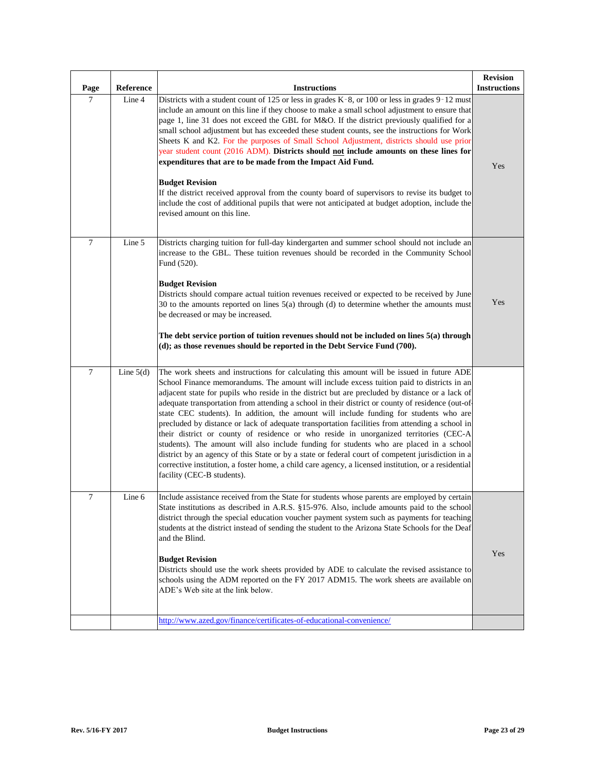| Page | Reference | Instructions | Revision Instructions |
|---|---|---|---|
| 7 | Line 4 | Districts with a student count of 125 or less in grades K‑8, or 100 or less in grades 9‑12 must include an amount on this line if they choose to make a small school adjustment to ensure that page 1, line 31 does not exceed the GBL for M&O. If the district previously qualified for a small school adjustment but has exceeded these student counts, see the instructions for Work Sheets K and K2. For the purposes of Small School Adjustment, districts should use prior year student count (2016 ADM). **Districts should not include amounts on these lines for expenditures that are to be made from the Impact Aid Fund.**<br><br>**Budget Revision**<br>If the district received approval from the county board of supervisors to revise its budget to include the cost of additional pupils that were not anticipated at budget adoption, include the revised amount on this line. | Yes |
| 7 | Line 5 | Districts charging tuition for full-day kindergarten and summer school should not include an increase to the GBL. These tuition revenues should be recorded in the Community School Fund (520).<br><br>**Budget Revision**<br>Districts should compare actual tuition revenues received or expected to be received by June 30 to the amounts reported on lines 5(a) through (d) to determine whether the amounts must be decreased or may be increased.<br><br>**The debt service portion of tuition revenues should not be included on lines 5(a) through (d); as those revenues should be reported in the Debt Service Fund (700).** | Yes |
| 7 | Line 5(d) | The work sheets and instructions for calculating this amount will be issued in future ADE School Finance memorandums. The amount will include excess tuition paid to districts in an adjacent state for pupils who reside in the district but are precluded by distance or a lack of adequate transportation from attending a school in their district or county of residence (out-of-state CEC students). In addition, the amount will include funding for students who are precluded by distance or lack of adequate transportation facilities from attending a school in their district or county of residence or who reside in unorganized territories (CEC-A students). The amount will also include funding for students who are placed in a school district by an agency of this State or by a state or federal court of competent jurisdiction in a corrective institution, a foster home, a child care agency, a licensed institution, or a residential facility (CEC-B students). | |
| 7 | Line 6 | Include assistance received from the State for students whose parents are employed by certain State institutions as described in A.R.S. §15-976. Also, include amounts paid to the school district through the special education voucher payment system such as payments for teaching students at the district instead of sending the student to the Arizona State Schools for the Deaf and the Blind.<br><br>**Budget Revision**<br>Districts should use the work sheets provided by ADE to calculate the revised assistance to schools using the ADM reported on the FY 2017 ADM15. The work sheets are available on ADE's Web site at the link below. | Yes |
| | | http://www.azed.gov/finance/certificates-of-educational-convenience/ | |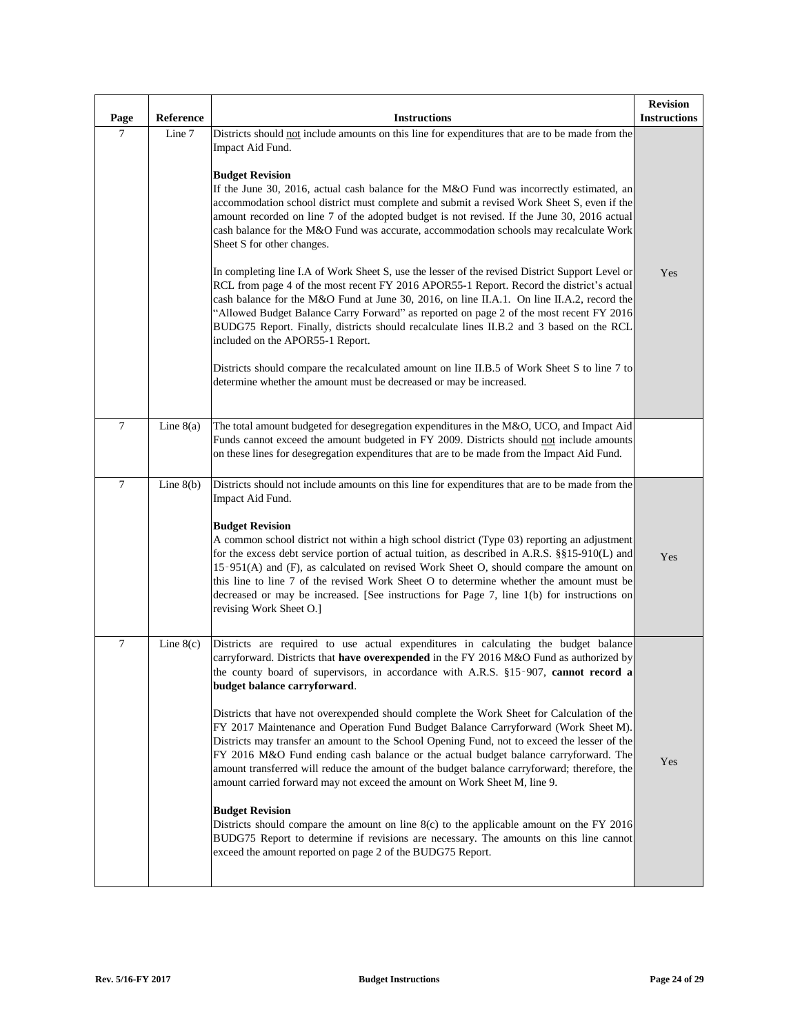| Page | Reference | Instructions | Revision Instructions |
|---|---|---|---|
| 7 | Line 7 | Districts should not include amounts on this line for expenditures that are to be made from the Impact Aid Fund.<br><br>**Budget Revision**<br>If the June 30, 2016, actual cash balance for the M&O Fund was incorrectly estimated, an accommodation school district must complete and submit a revised Work Sheet S, even if the amount recorded on line 7 of the adopted budget is not revised. If the June 30, 2016 actual cash balance for the M&O Fund was accurate, accommodation schools may recalculate Work Sheet S for other changes.<br><br>In completing line I.A of Work Sheet S, use the lesser of the revised District Support Level or RCL from page 4 of the most recent FY 2016 APOR55-1 Report. Record the district's actual cash balance for the M&O Fund at June 30, 2016, on line II.A.1. On line II.A.2, record the "Allowed Budget Balance Carry Forward" as reported on page 2 of the most recent FY 2016 BUDG75 Report. Finally, districts should recalculate lines II.B.2 and 3 based on the RCL included on the APOR55-1 Report.<br><br>Districts should compare the recalculated amount on line II.B.5 of Work Sheet S to line 7 to determine whether the amount must be decreased or may be increased. | Yes |
| 7 | Line 8(a) | The total amount budgeted for desegregation expenditures in the M&O, UCO, and Impact Aid Funds cannot exceed the amount budgeted in FY 2009. Districts should not include amounts on these lines for desegregation expenditures that are to be made from the Impact Aid Fund. | |
| 7 | Line 8(b) | Districts should not include amounts on this line for expenditures that are to be made from the Impact Aid Fund.<br><br>**Budget Revision**<br>A common school district not within a high school district (Type 03) reporting an adjustment for the excess debt service portion of actual tuition, as described in A.R.S. §§15-910(L) and 15-951(A) and (F), as calculated on revised Work Sheet O, should compare the amount on this line to line 7 of the revised Work Sheet O to determine whether the amount must be decreased or may be increased. [See instructions for Page 7, line 1(b) for instructions on revising Work Sheet O.] | Yes |
| 7 | Line 8(c) | Districts are required to use actual expenditures in calculating the budget balance carryforward. Districts that **have overexpended** in the FY 2016 M&O Fund as authorized by the county board of supervisors, in accordance with A.R.S. §15-907, **cannot record a budget balance carryforward**.<br><br>Districts that have not overexpended should complete the Work Sheet for Calculation of the FY 2017 Maintenance and Operation Fund Budget Balance Carryforward (Work Sheet M). Districts may transfer an amount to the School Opening Fund, not to exceed the lesser of the FY 2016 M&O Fund ending cash balance or the actual budget balance carryforward. The amount transferred will reduce the amount of the budget balance carryforward; therefore, the amount carried forward may not exceed the amount on Work Sheet M, line 9.<br><br>**Budget Revision**<br>Districts should compare the amount on line 8(c) to the applicable amount on the FY 2016 BUDG75 Report to determine if revisions are necessary. The amounts on this line cannot exceed the amount reported on page 2 of the BUDG75 Report. | Yes |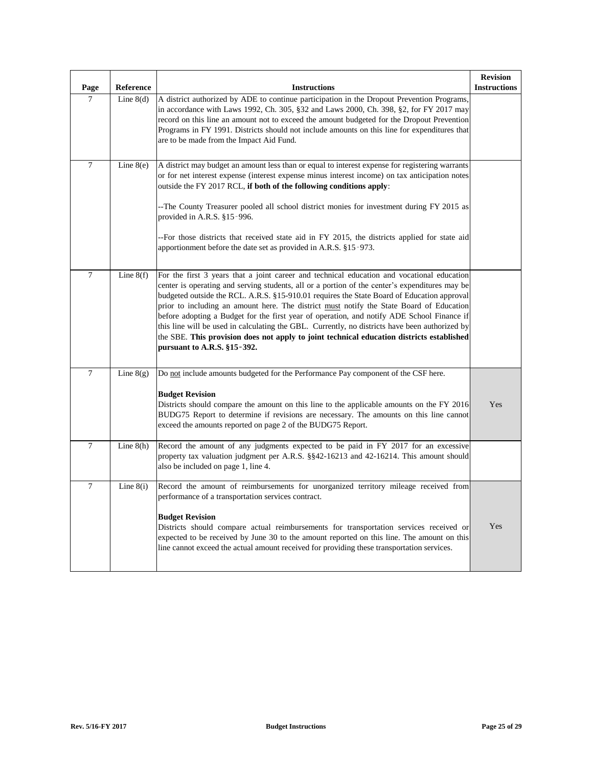| Page | Reference | Instructions | Revision Instructions |
|---|---|---|---|
| 7 | Line 8(d) | A district authorized by ADE to continue participation in the Dropout Prevention Programs, in accordance with Laws 1992, Ch. 305, §32 and Laws 2000, Ch. 398, §2, for FY 2017 may record on this line an amount not to exceed the amount budgeted for the Dropout Prevention Programs in FY 1991. Districts should not include amounts on this line for expenditures that are to be made from the Impact Aid Fund. | |
| 7 | Line 8(e) | A district may budget an amount less than or equal to interest expense for registering warrants or for net interest expense (interest expense minus interest income) on tax anticipation notes outside the FY 2017 RCL, **if both of the following conditions apply**:<br><br>--The County Treasurer pooled all school district monies for investment during FY 2015 as provided in A.R.S. §15‑996.<br><br>--For those districts that received state aid in FY 2015, the districts applied for state aid apportionment before the date set as provided in A.R.S. §15‑973. | |
| 7 | Line 8(f) | For the first 3 years that a joint career and technical education and vocational education center is operating and serving students, all or a portion of the center's expenditures may be budgeted outside the RCL. A.R.S. §15-910.01 requires the State Board of Education approval prior to including an amount here. The district <u>must</u> notify the State Board of Education before adopting a Budget for the first year of operation, and notify ADE School Finance if this line will be used in calculating the GBL. Currently, no districts have been authorized by the SBE. **This provision does not apply to joint technical education districts established pursuant to A.R.S. §15‑392.** | |
| 7 | Line 8(g) | Do <u>not</u> include amounts budgeted for the Performance Pay component of the CSF here.<br><br>**Budget Revision**<br>Districts should compare the amount on this line to the applicable amounts on the FY 2016 BUDG75 Report to determine if revisions are necessary. The amounts on this line cannot exceed the amounts reported on page 2 of the BUDG75 Report. | Yes |
| 7 | Line 8(h) | Record the amount of any judgments expected to be paid in FY 2017 for an excessive property tax valuation judgment per A.R.S. §§42-16213 and 42-16214. This amount should also be included on page 1, line 4. | |
| 7 | Line 8(i) | Record the amount of reimbursements for unorganized territory mileage received from performance of a transportation services contract.<br><br>**Budget Revision**<br>Districts should compare actual reimbursements for transportation services received or expected to be received by June 30 to the amount reported on this line. The amount on this line cannot exceed the actual amount received for providing these transportation services. | Yes |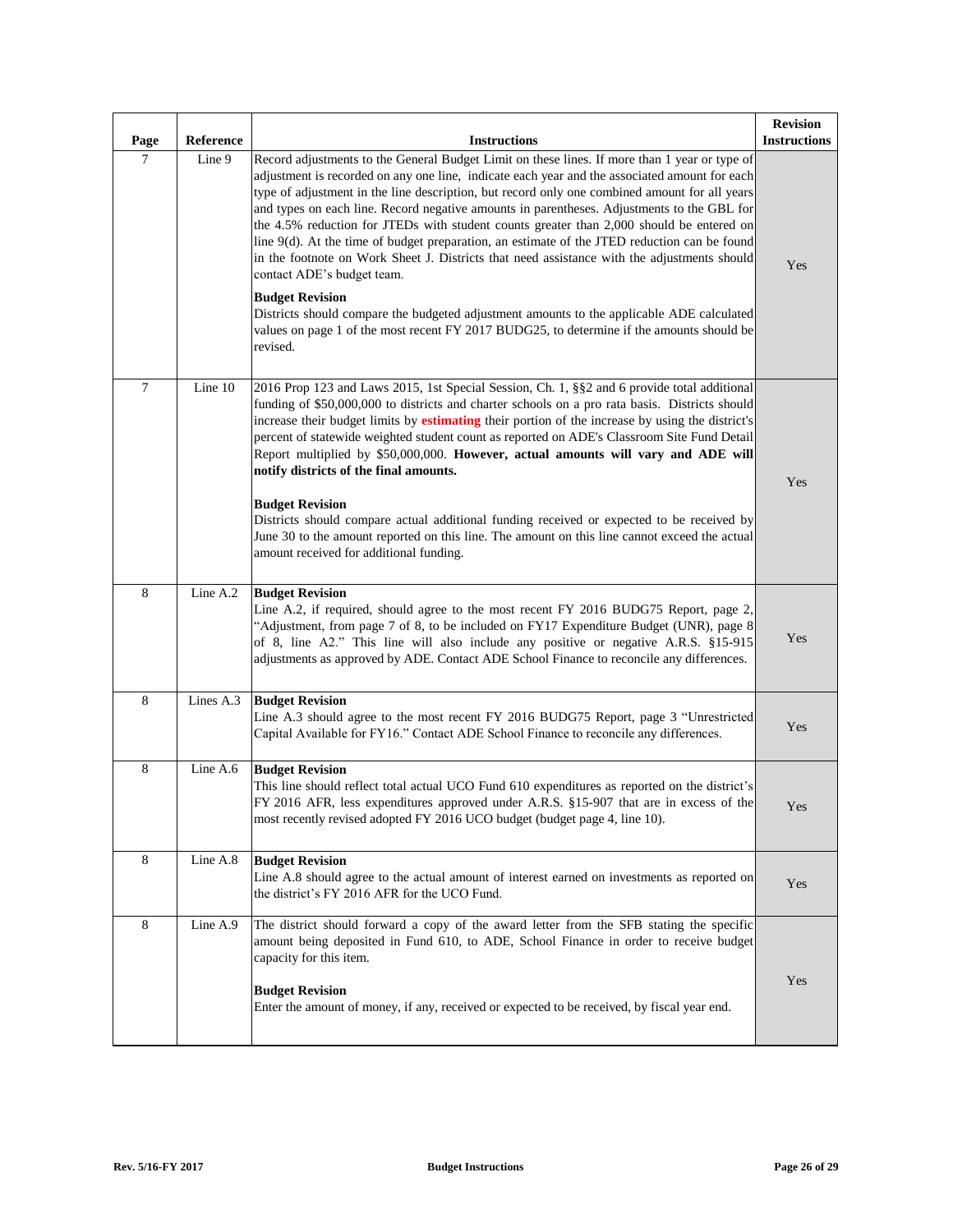| Page | Reference | Instructions | Revision Instructions |
|---|---|---|---|
| 7 | Line 9 | Record adjustments to the General Budget Limit on these lines. If more than 1 year or type of adjustment is recorded on any one line, indicate each year and the associated amount for each type of adjustment in the line description, but record only one combined amount for all years and types on each line. Record negative amounts in parentheses. Adjustments to the GBL for the 4.5% reduction for JTEDs with student counts greater than 2,000 should be entered on line 9(d). At the time of budget preparation, an estimate of the JTED reduction can be found in the footnote on Work Sheet J. Districts that need assistance with the adjustments should contact ADE's budget team.<br><br>**Budget Revision**<br>Districts should compare the budgeted adjustment amounts to the applicable ADE calculated values on page 1 of the most recent FY 2017 BUDG25, to determine if the amounts should be revised. | Yes |
| 7 | Line 10 | 2016 Prop 123 and Laws 2015, 1st Special Session, Ch. 1, §§2 and 6 provide total additional funding of $50,000,000 to districts and charter schools on a pro rata basis. Districts should increase their budget limits by **estimating** their portion of the increase by using the district's percent of statewide weighted student count as reported on ADE's Classroom Site Fund Detail Report multiplied by $50,000,000. **However, actual amounts will vary and ADE will notify districts of the final amounts.**<br><br>**Budget Revision**<br>Districts should compare actual additional funding received or expected to be received by June 30 to the amount reported on this line. The amount on this line cannot exceed the actual amount received for additional funding. | Yes |
| 8 | Line A.2 | **Budget Revision**<br>Line A.2, if required, should agree to the most recent FY 2016 BUDG75 Report, page 2, "Adjustment, from page 7 of 8, to be included on FY17 Expenditure Budget (UNR), page 8 of 8, line A2." This line will also include any positive or negative A.R.S. §15-915 adjustments as approved by ADE. Contact ADE School Finance to reconcile any differences. | Yes |
| 8 | Lines A.3 | **Budget Revision**<br>Line A.3 should agree to the most recent FY 2016 BUDG75 Report, page 3 "Unrestricted Capital Available for FY16." Contact ADE School Finance to reconcile any differences. | Yes |
| 8 | Line A.6 | **Budget Revision**<br>This line should reflect total actual UCO Fund 610 expenditures as reported on the district's FY 2016 AFR, less expenditures approved under A.R.S. §15-907 that are in excess of the most recently revised adopted FY 2016 UCO budget (budget page 4, line 10). | Yes |
| 8 | Line A.8 | **Budget Revision**<br>Line A.8 should agree to the actual amount of interest earned on investments as reported on the district's FY 2016 AFR for the UCO Fund. | Yes |
| 8 | Line A.9 | The district should forward a copy of the award letter from the SFB stating the specific amount being deposited in Fund 610, to ADE, School Finance in order to receive budget capacity for this item.<br><br>**Budget Revision**<br>Enter the amount of money, if any, received or expected to be received, by fiscal year end. | Yes |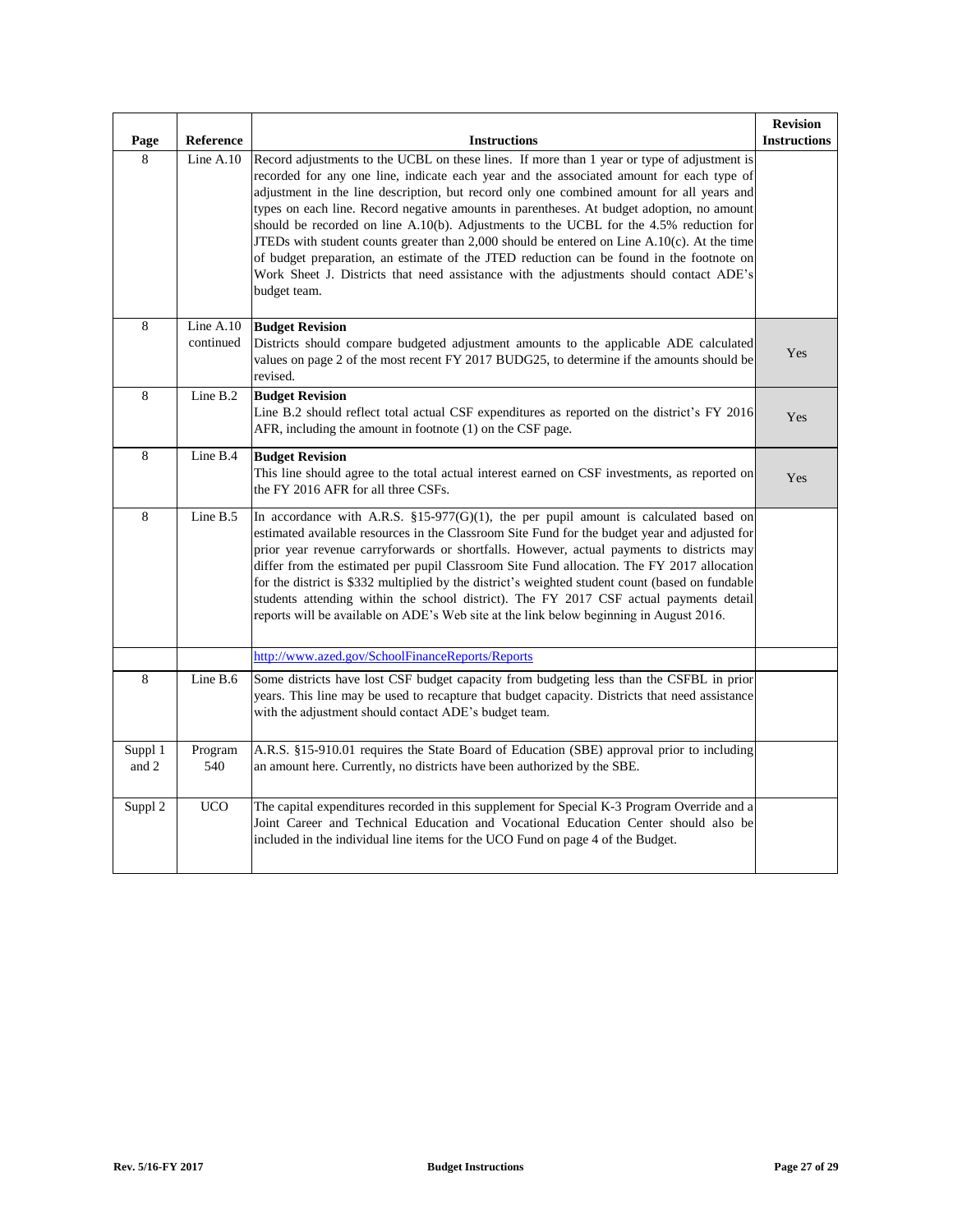| Page | Reference | Instructions | Revision Instructions |
|---|---|---|---|
| 8 | Line A.10 | Record adjustments to the UCBL on these lines. If more than 1 year or type of adjustment is recorded for any one line, indicate each year and the associated amount for each type of adjustment in the line description, but record only one combined amount for all years and types on each line. Record negative amounts in parentheses. At budget adoption, no amount should be recorded on line A.10(b). Adjustments to the UCBL for the 4.5% reduction for JTEDs with student counts greater than 2,000 should be entered on Line A.10(c). At the time of budget preparation, an estimate of the JTED reduction can be found in the footnote on Work Sheet J. Districts that need assistance with the adjustments should contact ADE's budget team. | |
| 8 | Line A.10 continued | **Budget Revision** Districts should compare budgeted adjustment amounts to the applicable ADE calculated values on page 2 of the most recent FY 2017 BUDG25, to determine if the amounts should be revised. | Yes |
| 8 | Line B.2 | **Budget Revision** Line B.2 should reflect total actual CSF expenditures as reported on the district's FY 2016 AFR, including the amount in footnote (1) on the CSF page. | Yes |
| 8 | Line B.4 | **Budget Revision** This line should agree to the total actual interest earned on CSF investments, as reported on the FY 2016 AFR for all three CSFs. | Yes |
| 8 | Line B.5 | In accordance with A.R.S. §15-977(G)(1), the per pupil amount is calculated based on estimated available resources in the Classroom Site Fund for the budget year and adjusted for prior year revenue carryforwards or shortfalls. However, actual payments to districts may differ from the estimated per pupil Classroom Site Fund allocation. The FY 2017 allocation for the district is $332 multiplied by the district's weighted student count (based on fundable students attending within the school district). The FY 2017 CSF actual payments detail reports will be available on ADE's Web site at the link below beginning in August 2016. | |
| | | http://www.azed.gov/SchoolFinanceReports/Reports | |
| 8 | Line B.6 | Some districts have lost CSF budget capacity from budgeting less than the CSFBL in prior years. This line may be used to recapture that budget capacity. Districts that need assistance with the adjustment should contact ADE's budget team. | |
| Suppl 1 and 2 | Program 540 | A.R.S. §15-910.01 requires the State Board of Education (SBE) approval prior to including an amount here. Currently, no districts have been authorized by the SBE. | |
| Suppl 2 | UCO | The capital expenditures recorded in this supplement for Special K-3 Program Override and a Joint Career and Technical Education and Vocational Education Center should also be included in the individual line items for the UCO Fund on page 4 of the Budget. | |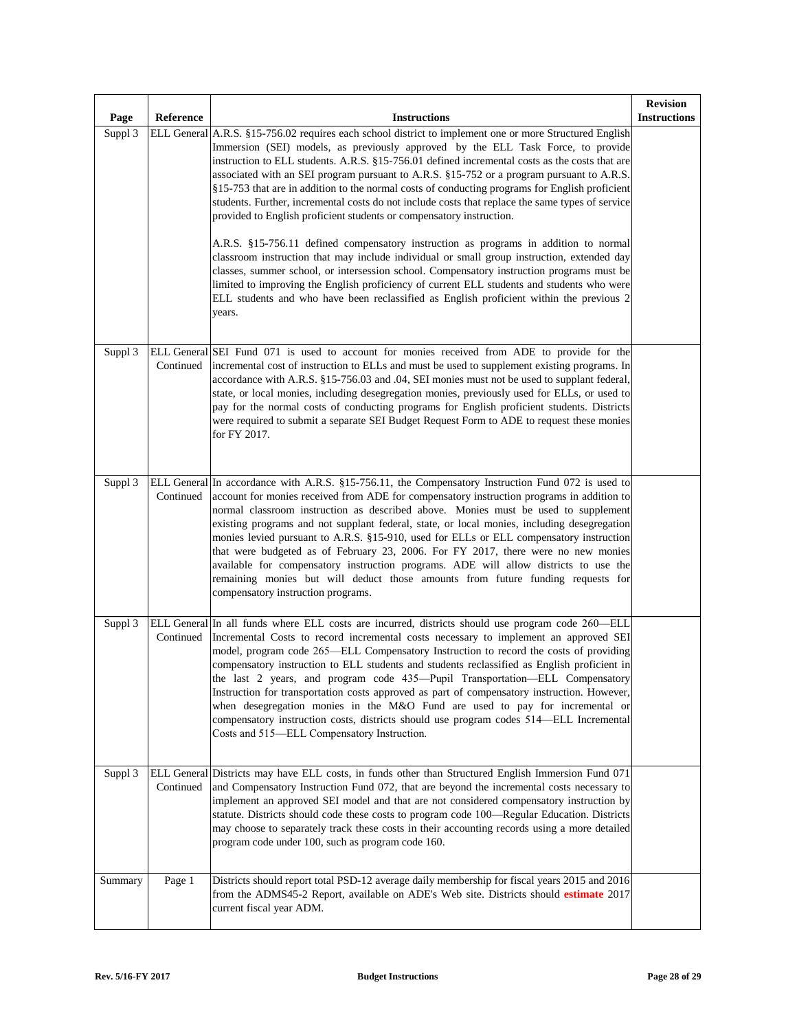| Page | Reference | Instructions | Revision Instructions |
|---|---|---|---|
| Suppl 3 | ELL General | A.R.S. §15-756.02 requires each school district to implement one or more Structured English Immersion (SEI) models, as previously approved by the ELL Task Force, to provide instruction to ELL students. A.R.S. §15-756.01 defined incremental costs as the costs that are associated with an SEI program pursuant to A.R.S. §15-752 or a program pursuant to A.R.S. §15-753 that are in addition to the normal costs of conducting programs for English proficient students. Further, incremental costs do not include costs that replace the same types of service provided to English proficient students or compensatory instruction.<br><br>A.R.S. §15-756.11 defined compensatory instruction as programs in addition to normal classroom instruction that may include individual or small group instruction, extended day classes, summer school, or intersession school. Compensatory instruction programs must be limited to improving the English proficiency of current ELL students and students who were ELL students and who have been reclassified as English proficient within the previous 2 years. | |
| Suppl 3 | ELL General Continued | SEI Fund 071 is used to account for monies received from ADE to provide for the incremental cost of instruction to ELLs and must be used to supplement existing programs. In accordance with A.R.S. §15-756.03 and .04, SEI monies must not be used to supplant federal, state, or local monies, including desegregation monies, previously used for ELLs, or used to pay for the normal costs of conducting programs for English proficient students. Districts were required to submit a separate SEI Budget Request Form to ADE to request these monies for FY 2017. | |
| Suppl 3 | ELL General Continued | In accordance with A.R.S. §15-756.11, the Compensatory Instruction Fund 072 is used to account for monies received from ADE for compensatory instruction programs in addition to normal classroom instruction as described above. Monies must be used to supplement existing programs and not supplant federal, state, or local monies, including desegregation monies levied pursuant to A.R.S. §15-910, used for ELLs or ELL compensatory instruction that were budgeted as of February 23, 2006. For FY 2017, there were no new monies available for compensatory instruction programs. ADE will allow districts to use the remaining monies but will deduct those amounts from future funding requests for compensatory instruction programs. | |
| Suppl 3 | ELL General Continued | In all funds where ELL costs are incurred, districts should use program code 260—ELL Incremental Costs to record incremental costs necessary to implement an approved SEI model, program code 265—ELL Compensatory Instruction to record the costs of providing compensatory instruction to ELL students and students reclassified as English proficient in the last 2 years, and program code 435—Pupil Transportation—ELL Compensatory Instruction for transportation costs approved as part of compensatory instruction. However, when desegregation monies in the M&O Fund are used to pay for incremental or compensatory instruction costs, districts should use program codes 514—ELL Incremental Costs and 515—ELL Compensatory Instruction. | |
| Suppl 3 | ELL General Continued | Districts may have ELL costs, in funds other than Structured English Immersion Fund 071 and Compensatory Instruction Fund 072, that are beyond the incremental costs necessary to implement an approved SEI model and that are not considered compensatory instruction by statute. Districts should code these costs to program code 100—Regular Education. Districts may choose to separately track these costs in their accounting records using a more detailed program code under 100, such as program code 160. | |
| Summary | Page 1 | Districts should report total PSD-12 average daily membership for fiscal years 2015 and 2016 from the ADMS45-2 Report, available on ADE's Web site. Districts should **estimate** 2017 current fiscal year ADM. | |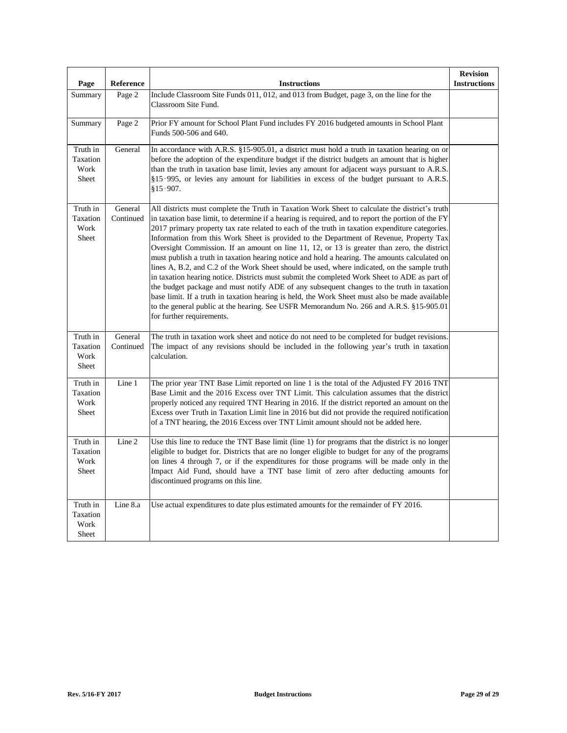| Page | Reference | Instructions | Revision Instructions |
|---|---|---|---|
| Summary | Page 2 | Include Classroom Site Funds 011, 012, and 013 from Budget, page 3, on the line for the Classroom Site Fund. | |
| Summary | Page 2 | Prior FY amount for School Plant Fund includes FY 2016 budgeted amounts in School Plant Funds 500-506 and 640. | |
| Truth in Taxation Work Sheet | General | In accordance with A.R.S. §15-905.01, a district must hold a truth in taxation hearing on or before the adoption of the expenditure budget if the district budgets an amount that is higher than the truth in taxation base limit, levies any amount for adjacent ways pursuant to A.R.S. §15-995, or levies any amount for liabilities in excess of the budget pursuant to A.R.S. §15-907. | |
| Truth in Taxation Work Sheet | General Continued | All districts must complete the Truth in Taxation Work Sheet to calculate the district's truth in taxation base limit, to determine if a hearing is required, and to report the portion of the FY 2017 primary property tax rate related to each of the truth in taxation expenditure categories. Information from this Work Sheet is provided to the Department of Revenue, Property Tax Oversight Commission. If an amount on line 11, 12, or 13 is greater than zero, the district must publish a truth in taxation hearing notice and hold a hearing. The amounts calculated on lines A, B.2, and C.2 of the Work Sheet should be used, where indicated, on the sample truth in taxation hearing notice. Districts must submit the completed Work Sheet to ADE as part of the budget package and must notify ADE of any subsequent changes to the truth in taxation base limit. If a truth in taxation hearing is held, the Work Sheet must also be made available to the general public at the hearing. See USFR Memorandum No. 266 and A.R.S. §15-905.01 for further requirements. | |
| Truth in Taxation Work Sheet | General Continued | The truth in taxation work sheet and notice do not need to be completed for budget revisions. The impact of any revisions should be included in the following year's truth in taxation calculation. | |
| Truth in Taxation Work Sheet | Line 1 | The prior year TNT Base Limit reported on line 1 is the total of the Adjusted FY 2016 TNT Base Limit and the 2016 Excess over TNT Limit. This calculation assumes that the district properly noticed any required TNT Hearing in 2016. If the district reported an amount on the Excess over Truth in Taxation Limit line in 2016 but did not provide the required notification of a TNT hearing, the 2016 Excess over TNT Limit amount should not be added here. | |
| Truth in Taxation Work Sheet | Line 2 | Use this line to reduce the TNT Base limit (line 1) for programs that the district is no longer eligible to budget for. Districts that are no longer eligible to budget for any of the programs on lines 4 through 7, or if the expenditures for those programs will be made only in the Impact Aid Fund, should have a TNT base limit of zero after deducting amounts for discontinued programs on this line. | |
| Truth in Taxation Work Sheet | Line 8.a | Use actual expenditures to date plus estimated amounts for the remainder of FY 2016. | |